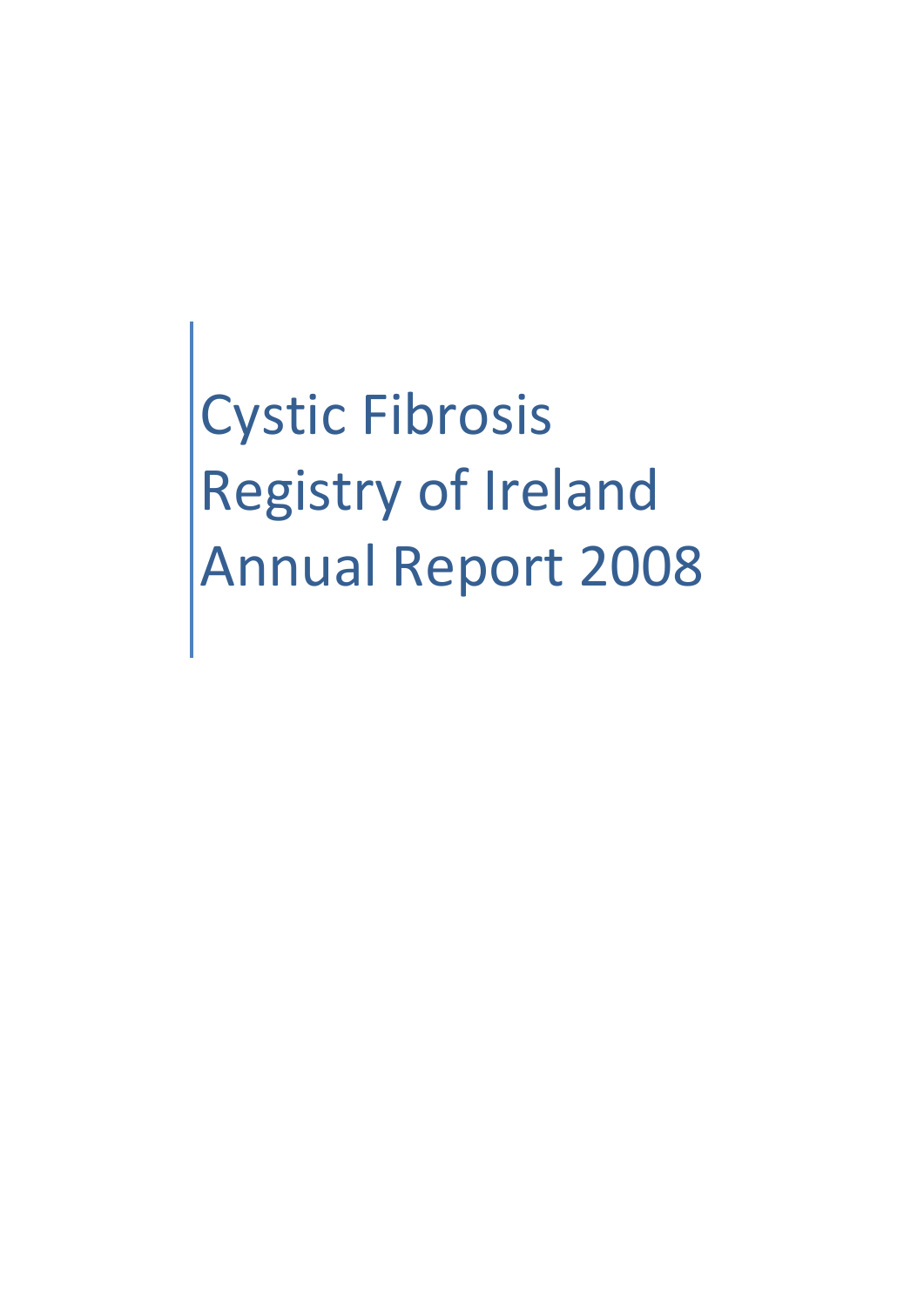# Cystic Fibrosis Registry of Ireland Annual Report 2008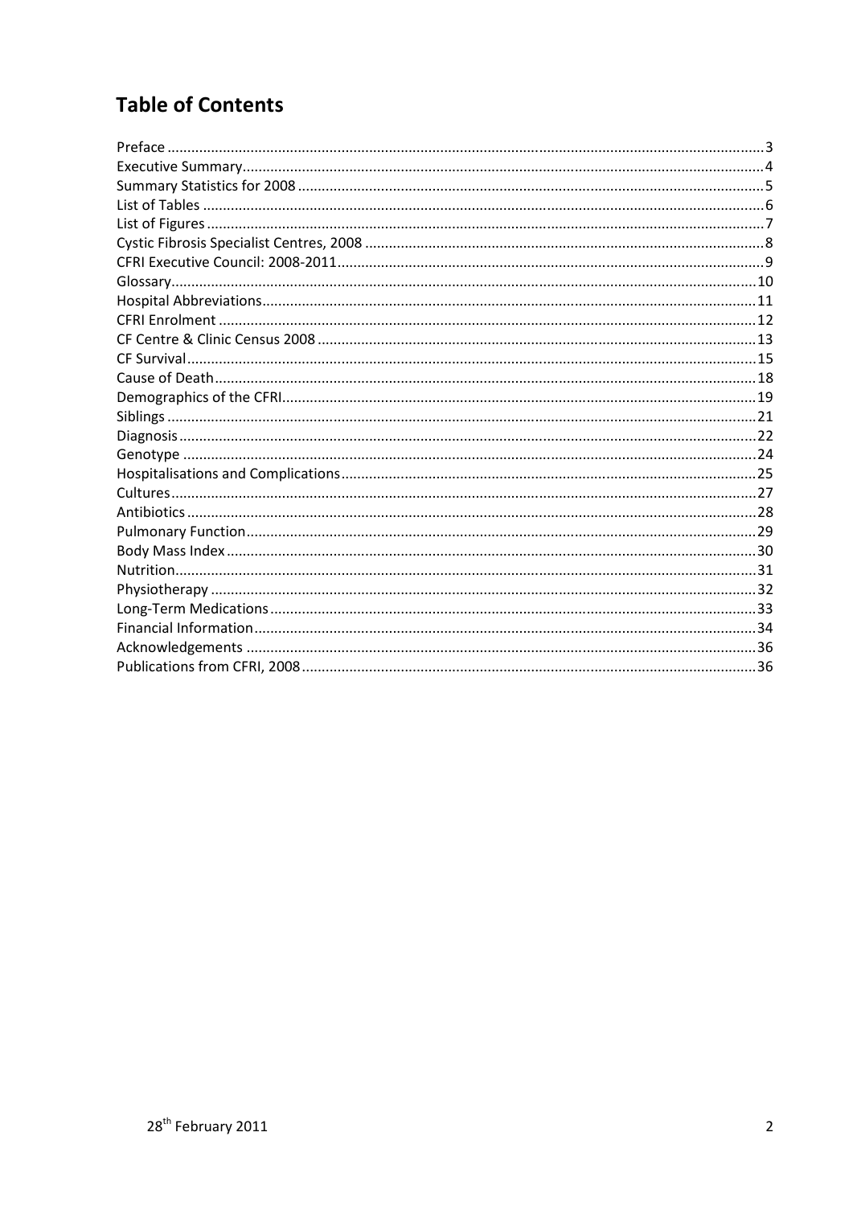# Table of Contents

- Preface ..... 3
- Executive Summary ..... 4
- Summary Statistics for 2008 ..... 5
- List of Tables ..... 6
- List of Figures ..... 7
- Cystic Fibrosis Specialist Centres, 2008 ..... 8
- CFRI Executive Council: 2008-2011 ..... 9
- Glossary ..... 10
- Hospital Abbreviations ..... 11
- CFRI Enrolment ..... 12
- CF Centre & Clinic Census 2008 ..... 13
- CF Survival ..... 15
- Cause of Death ..... 18
- Demographics of the CFRI ..... 19
- Siblings ..... 21
- Diagnosis ..... 22
- Genotype ..... 24
- Hospitalisations and Complications ..... 25
- Cultures ..... 27
- Antibiotics ..... 28
- Pulmonary Function ..... 29
- Body Mass Index ..... 30
- Nutrition ..... 31
- Physiotherapy ..... 32
- Long-Term Medications ..... 33
- Financial Information ..... 34
- Acknowledgements ..... 36
- Publications from CFRI, 2008 ..... 36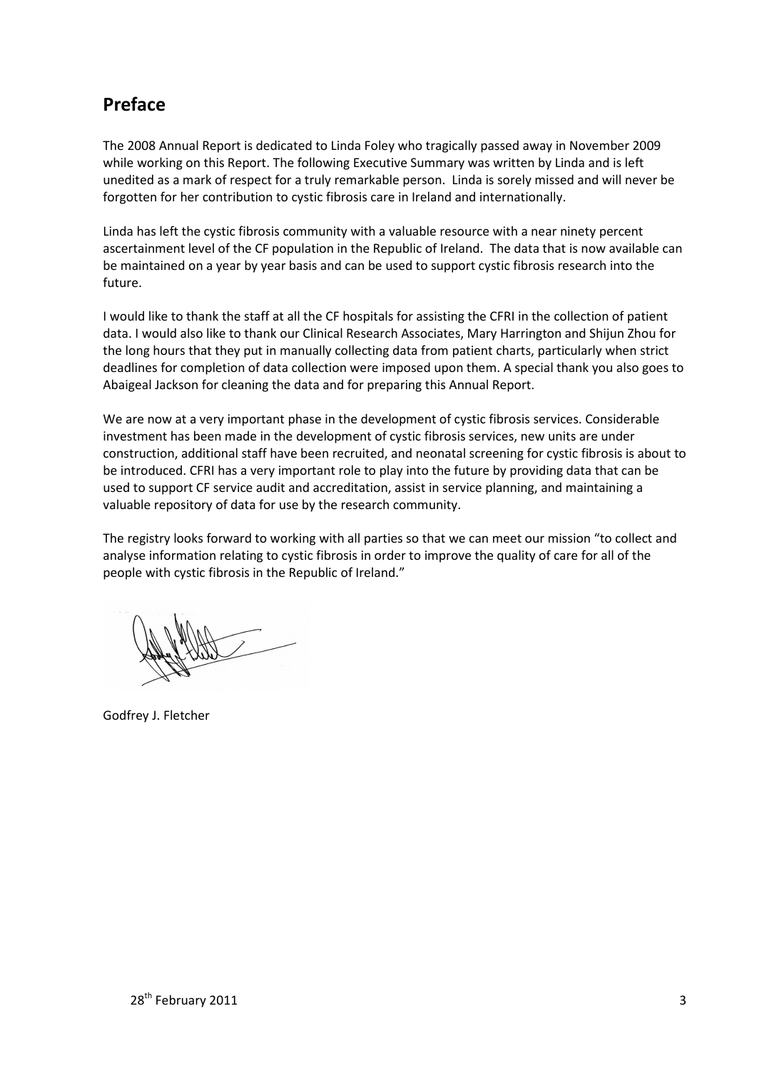## Preface

The 2008 Annual Report is dedicated to Linda Foley who tragically passed away in November 2009 while working on this Report. The following Executive Summary was written by Linda and is left unedited as a mark of respect for a truly remarkable person. Linda is sorely missed and will never be forgotten for her contribution to cystic fibrosis care in Ireland and internationally.

Linda has left the cystic fibrosis community with a valuable resource with a near ninety percent ascertainment level of the CF population in the Republic of Ireland. The data that is now available can be maintained on a year by year basis and can be used to support cystic fibrosis research into the future.

I would like to thank the staff at all the CF hospitals for assisting the CFRI in the collection of patient data. I would also like to thank our Clinical Research Associates, Mary Harrington and Shijun Zhou for the long hours that they put in manually collecting data from patient charts, particularly when strict deadlines for completion of data collection were imposed upon them. A special thank you also goes to Abaigeal Jackson for cleaning the data and for preparing this Annual Report.

We are now at a very important phase in the development of cystic fibrosis services. Considerable investment has been made in the development of cystic fibrosis services, new units are under construction, additional staff have been recruited, and neonatal screening for cystic fibrosis is about to be introduced. CFRI has a very important role to play into the future by providing data that can be used to support CF service audit and accreditation, assist in service planning, and maintaining a valuable repository of data for use by the research community.

The registry looks forward to working with all parties so that we can meet our mission "to collect and analyse information relating to cystic fibrosis in order to improve the quality of care for all of the people with cystic fibrosis in the Republic of Ireland."

Godfrey J. Fletcher

28th February 2011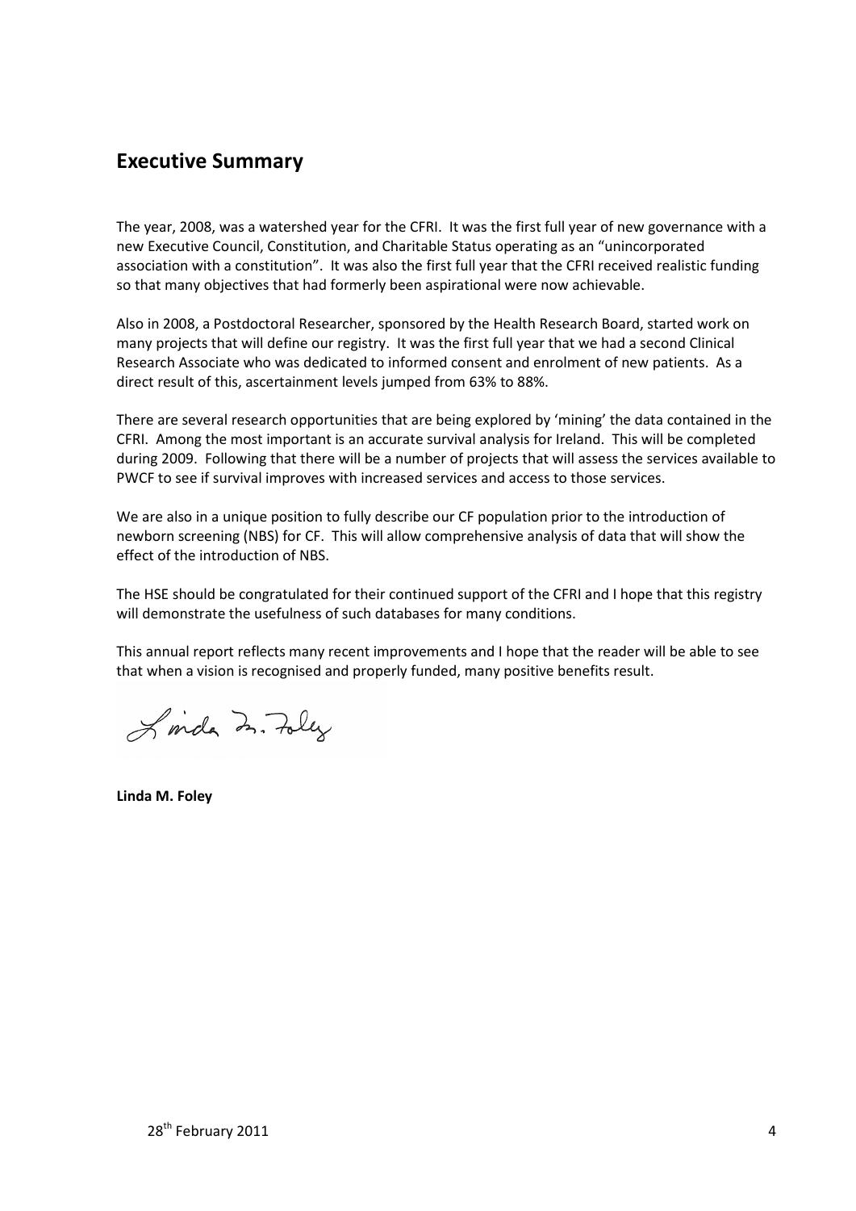## Executive Summary

The year, 2008, was a watershed year for the CFRI. It was the first full year of new governance with a new Executive Council, Constitution, and Charitable Status operating as an "unincorporated association with a constitution". It was also the first full year that the CFRI received realistic funding so that many objectives that had formerly been aspirational were now achievable.

Also in 2008, a Postdoctoral Researcher, sponsored by the Health Research Board, started work on many projects that will define our registry. It was the first full year that we had a second Clinical Research Associate who was dedicated to informed consent and enrolment of new patients. As a direct result of this, ascertainment levels jumped from 63% to 88%.

There are several research opportunities that are being explored by 'mining' the data contained in the CFRI. Among the most important is an accurate survival analysis for Ireland. This will be completed during 2009. Following that there will be a number of projects that will assess the services available to PWCF to see if survival improves with increased services and access to those services.

We are also in a unique position to fully describe our CF population prior to the introduction of newborn screening (NBS) for CF. This will allow comprehensive analysis of data that will show the effect of the introduction of NBS.

The HSE should be congratulated for their continued support of the CFRI and I hope that this registry will demonstrate the usefulness of such databases for many conditions.

This annual report reflects many recent improvements and I hope that the reader will be able to see that when a vision is recognised and properly funded, many positive benefits result.

Linda M. Foley

**Linda M. Foley**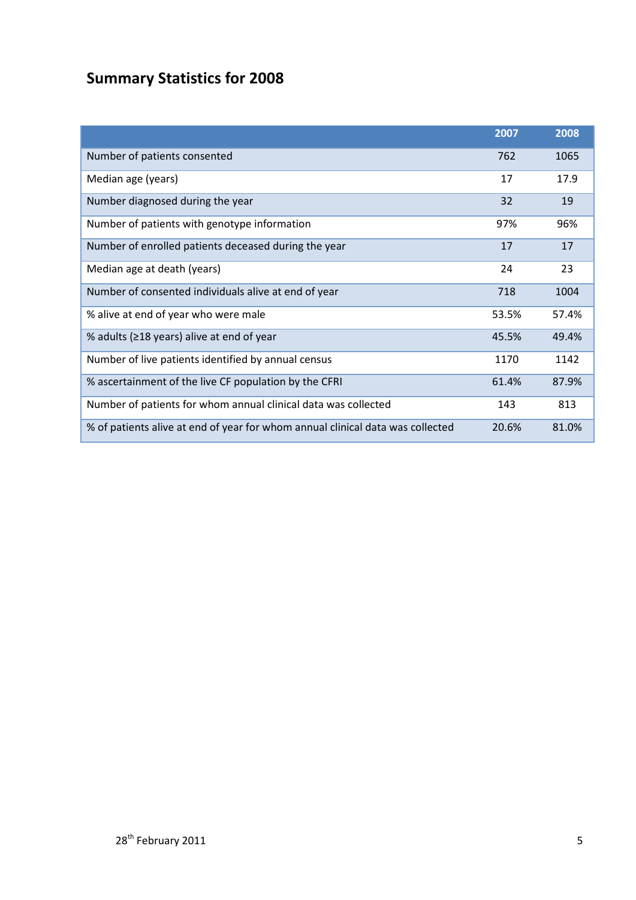# Summary Statistics for 2008

| | 2007 | 2008 |
|---|---|---|
| Number of patients consented | 762 | 1065 |
| Median age (years) | 17 | 17.9 |
| Number diagnosed during the year | 32 | 19 |
| Number of patients with genotype information | 97% | 96% |
| Number of enrolled patients deceased during the year | 17 | 17 |
| Median age at death (years) | 24 | 23 |
| Number of consented individuals alive at end of year | 718 | 1004 |
| % alive at end of year who were male | 53.5% | 57.4% |
| % adults (≥18 years) alive at end of year | 45.5% | 49.4% |
| Number of live patients identified by annual census | 1170 | 1142 |
| % ascertainment of the live CF population by the CFRI | 61.4% | 87.9% |
| Number of patients for whom annual clinical data was collected | 143 | 813 |
| % of patients alive at end of year for whom annual clinical data was collected | 20.6% | 81.0% |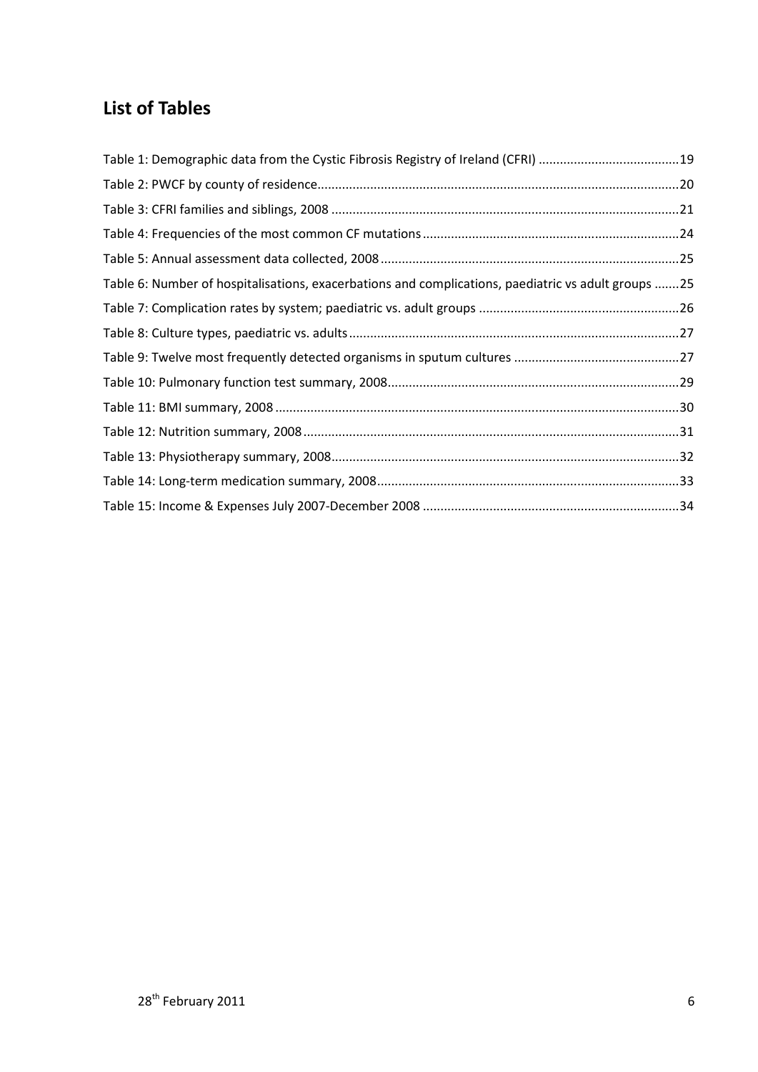## List of Tables

Table 1: Demographic data from the Cystic Fibrosis Registry of Ireland (CFRI) ........................................19

Table 2: PWCF by county of residence.....................................................................................................20

Table 3: CFRI families and siblings, 2008 .................................................................................................21

Table 4: Frequencies of the most common CF mutations........................................................................24

Table 5: Annual assessment data collected, 2008....................................................................................25

Table 6: Number of hospitalisations, exacerbations and complications, paediatric vs adult groups .......25

Table 7: Complication rates by system; paediatric vs. adult groups .........................................................26

Table 8: Culture types, paediatric vs. adults.............................................................................................27

Table 9: Twelve most frequently detected organisms in sputum cultures ...............................................27

Table 10: Pulmonary function test summary, 2008..................................................................................29

Table 11: BMI summary, 2008 ..................................................................................................................30

Table 12: Nutrition summary, 2008..........................................................................................................31

Table 13: Physiotherapy summary, 2008..................................................................................................32

Table 14: Long-term medication summary, 2008.....................................................................................33

Table 15: Income & Expenses July 2007-December 2008 ........................................................................34

28th February 2011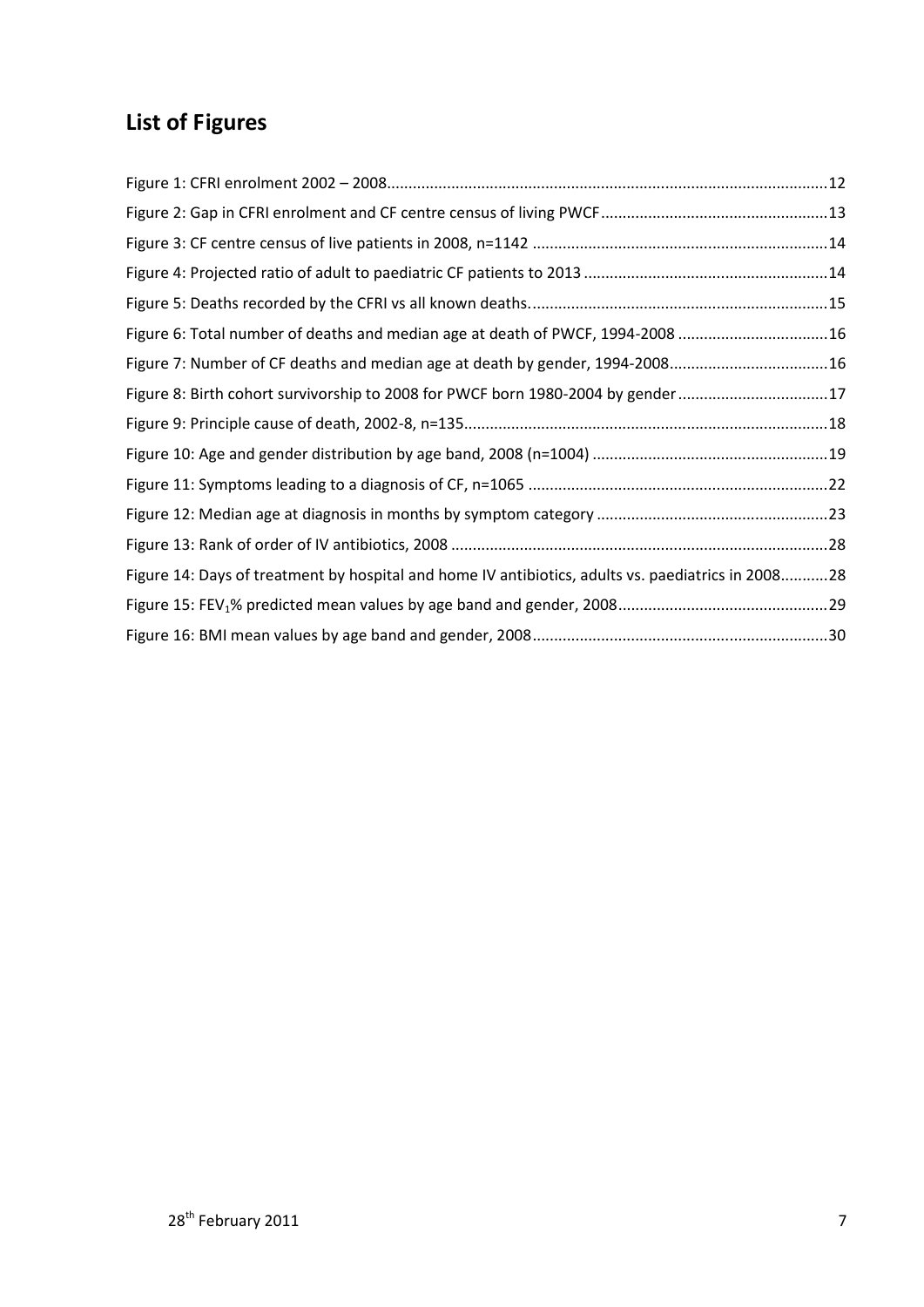# List of Figures

Figure 1: CFRI enrolment 2002 – 2008 ..... 12

Figure 2: Gap in CFRI enrolment and CF centre census of living PWCF ..... 13

Figure 3: CF centre census of live patients in 2008, n=1142 ..... 14

Figure 4: Projected ratio of adult to paediatric CF patients to 2013 ..... 14

Figure 5: Deaths recorded by the CFRI vs all known deaths. ..... 15

Figure 6: Total number of deaths and median age at death of PWCF, 1994-2008 ..... 16

Figure 7: Number of CF deaths and median age at death by gender, 1994-2008 ..... 16

Figure 8: Birth cohort survivorship to 2008 for PWCF born 1980-2004 by gender ..... 17

Figure 9: Principle cause of death, 2002-8, n=135 ..... 18

Figure 10: Age and gender distribution by age band, 2008 (n=1004) ..... 19

Figure 11: Symptoms leading to a diagnosis of CF, n=1065 ..... 22

Figure 12: Median age at diagnosis in months by symptom category ..... 23

Figure 13: Rank of order of IV antibiotics, 2008 ..... 28

Figure 14: Days of treatment by hospital and home IV antibiotics, adults vs. paediatrics in 2008 ..... 28

Figure 15: $FEV_1$% predicted mean values by age band and gender, 2008 ..... 29

Figure 16: BMI mean values by age band and gender, 2008 ..... 30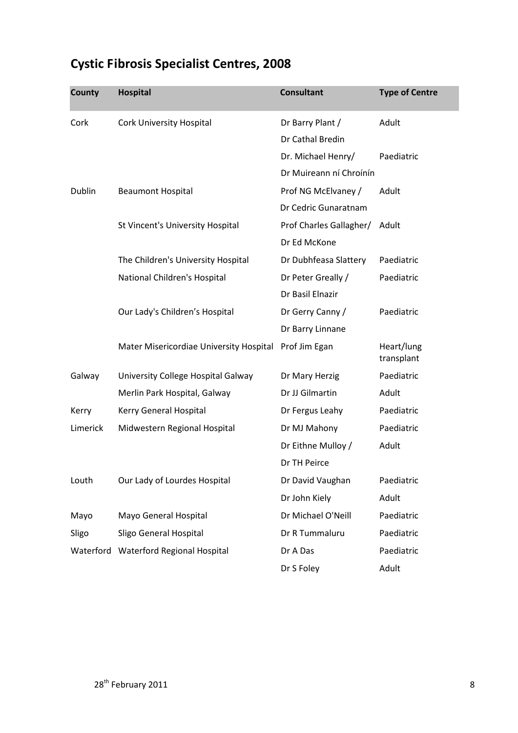# Cystic Fibrosis Specialist Centres, 2008

| County | Hospital | Consultant | Type of Centre |
|---|---|---|---|
| Cork | Cork University Hospital | Dr Barry Plant / Dr Cathal Bredin | Adult |
| | | Dr. Michael Henry/ Dr Muireann ní Chroínín | Paediatric |
| Dublin | Beaumont Hospital | Prof NG McElvaney / Dr Cedric Gunaratnam | Adult |
| | St Vincent's University Hospital | Prof Charles Gallagher/ Dr Ed McKone | Adult |
| | The Children's University Hospital | Dr Dubhfeasa Slattery | Paediatric |
| | National Children's Hospital | Dr Peter Greally / Dr Basil Elnazir | Paediatric |
| | Our Lady's Children's Hospital | Dr Gerry Canny / Dr Barry Linnane | Paediatric |
| | Mater Misericordiae University Hospital | Prof Jim Egan | Heart/lung transplant |
| Galway | University College Hospital Galway | Dr Mary Herzig | Paediatric |
| | Merlin Park Hospital, Galway | Dr JJ Gilmartin | Adult |
| Kerry | Kerry General Hospital | Dr Fergus Leahy | Paediatric |
| Limerick | Midwestern Regional Hospital | Dr MJ Mahony | Paediatric |
| | | Dr Eithne Mulloy / Dr TH Peirce | Adult |
| Louth | Our Lady of Lourdes Hospital | Dr David Vaughan | Paediatric |
| | | Dr John Kiely | Adult |
| Mayo | Mayo General Hospital | Dr Michael O'Neill | Paediatric |
| Sligo | Sligo General Hospital | Dr R Tummaluru | Paediatric |
| Waterford | Waterford Regional Hospital | Dr A Das | Paediatric |
| | | Dr S Foley | Adult |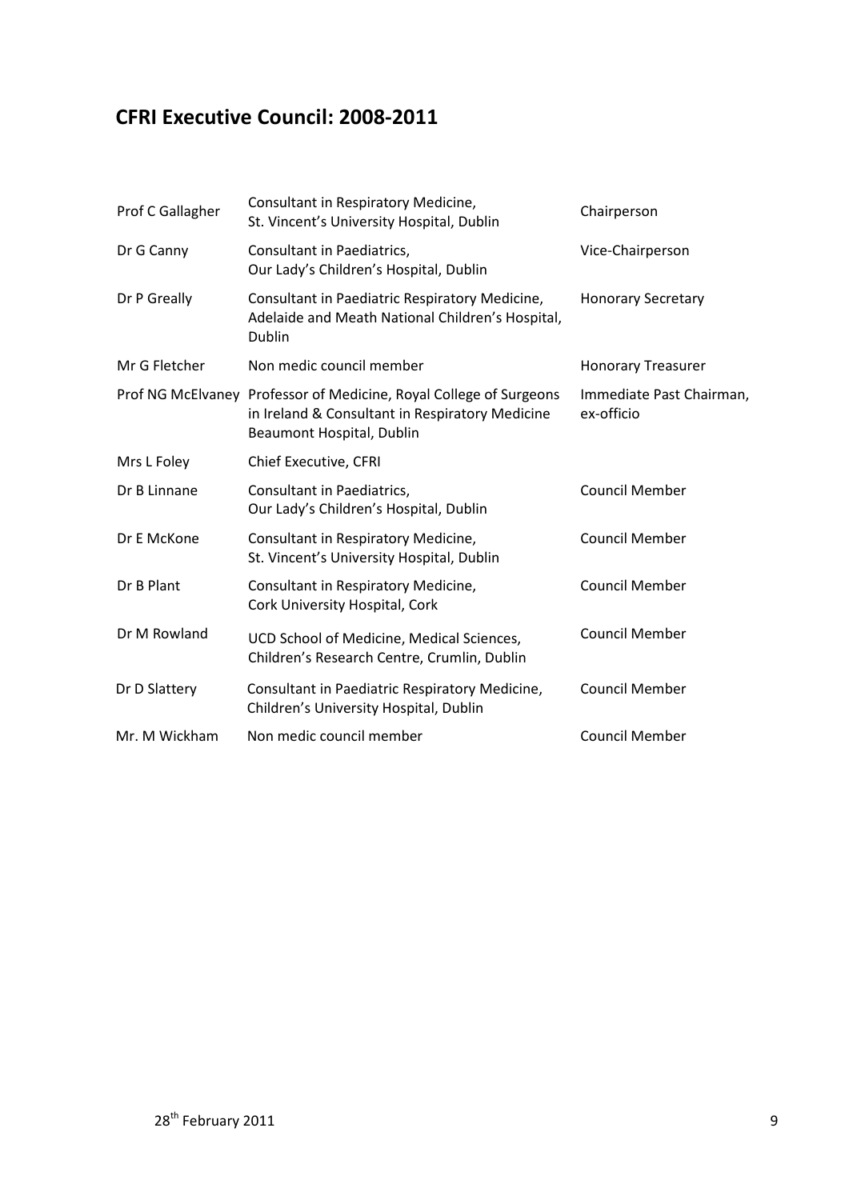## CFRI Executive Council: 2008-2011

| Name | Position | Role |
|---|---|---|
| Prof C Gallagher | Consultant in Respiratory Medicine, St. Vincent's University Hospital, Dublin | Chairperson |
| Dr G Canny | Consultant in Paediatrics, Our Lady's Children's Hospital, Dublin | Vice-Chairperson |
| Dr P Greally | Consultant in Paediatric Respiratory Medicine, Adelaide and Meath National Children's Hospital, Dublin | Honorary Secretary |
| Mr G Fletcher | Non medic council member | Honorary Treasurer |
| Prof NG McElvaney | Professor of Medicine, Royal College of Surgeons in Ireland & Consultant in Respiratory Medicine Beaumont Hospital, Dublin | Immediate Past Chairman, ex-officio |
| Mrs L Foley | Chief Executive, CFRI | |
| Dr B Linnane | Consultant in Paediatrics, Our Lady's Children's Hospital, Dublin | Council Member |
| Dr E McKone | Consultant in Respiratory Medicine, St. Vincent's University Hospital, Dublin | Council Member |
| Dr B Plant | Consultant in Respiratory Medicine, Cork University Hospital, Cork | Council Member |
| Dr M Rowland | UCD School of Medicine, Medical Sciences, Children's Research Centre, Crumlin, Dublin | Council Member |
| Dr D Slattery | Consultant in Paediatric Respiratory Medicine, Children's University Hospital, Dublin | Council Member |
| Mr. M Wickham | Non medic council member | Council Member |

28th February 2011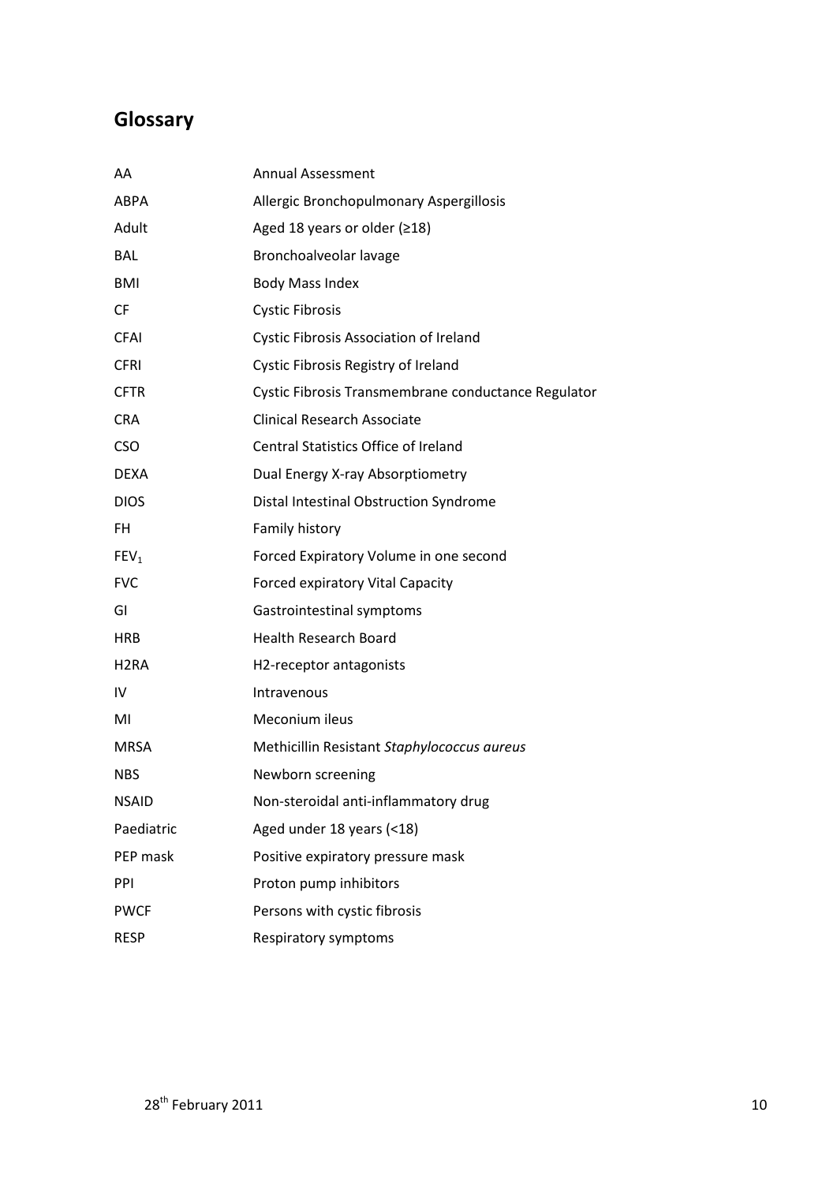## Glossary

| | |
|---|---|
| AA | Annual Assessment |
| ABPA | Allergic Bronchopulmonary Aspergillosis |
| Adult | Aged 18 years or older (≥18) |
| BAL | Bronchoalveolar lavage |
| BMI | Body Mass Index |
| CF | Cystic Fibrosis |
| CFAI | Cystic Fibrosis Association of Ireland |
| CFRI | Cystic Fibrosis Registry of Ireland |
| CFTR | Cystic Fibrosis Transmembrane conductance Regulator |
| CRA | Clinical Research Associate |
| CSO | Central Statistics Office of Ireland |
| DEXA | Dual Energy X-ray Absorptiometry |
| DIOS | Distal Intestinal Obstruction Syndrome |
| FH | Family history |
| $FEV_1$ | Forced Expiratory Volume in one second |
| FVC | Forced expiratory Vital Capacity |
| GI | Gastrointestinal symptoms |
| HRB | Health Research Board |
| H2RA | H2-receptor antagonists |
| IV | Intravenous |
| MI | Meconium ileus |
| MRSA | Methicillin Resistant *Staphylococcus aureus* |
| NBS | Newborn screening |
| NSAID | Non-steroidal anti-inflammatory drug |
| Paediatric | Aged under 18 years (<18) |
| PEP mask | Positive expiratory pressure mask |
| PPI | Proton pump inhibitors |
| PWCF | Persons with cystic fibrosis |
| RESP | Respiratory symptoms |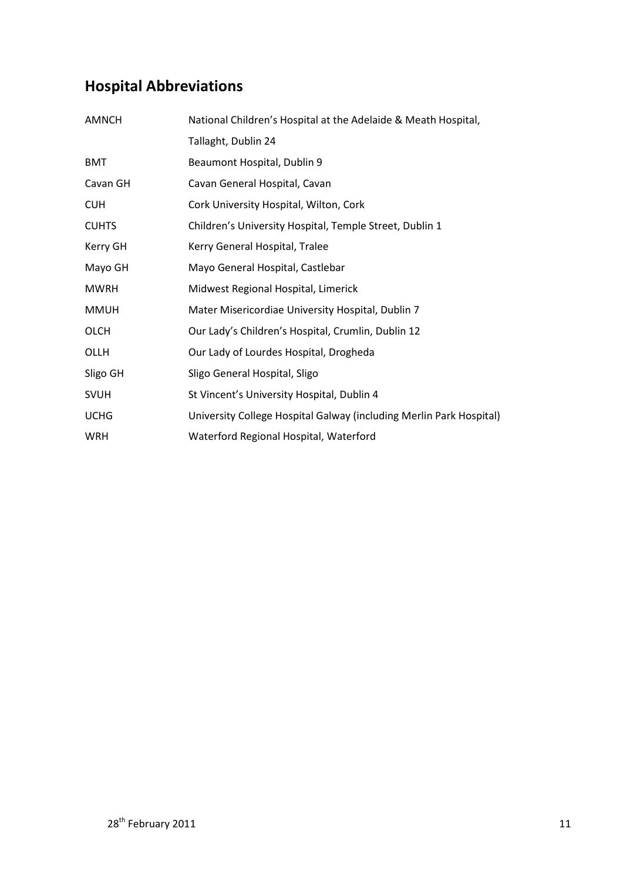## Hospital Abbreviations

| | |
|---|---|
| AMNCH | National Children's Hospital at the Adelaide & Meath Hospital, Tallaght, Dublin 24 |
| BMT | Beaumont Hospital, Dublin 9 |
| Cavan GH | Cavan General Hospital, Cavan |
| CUH | Cork University Hospital, Wilton, Cork |
| CUHTS | Children's University Hospital, Temple Street, Dublin 1 |
| Kerry GH | Kerry General Hospital, Tralee |
| Mayo GH | Mayo General Hospital, Castlebar |
| MWRH | Midwest Regional Hospital, Limerick |
| MMUH | Mater Misericordiae University Hospital, Dublin 7 |
| OLCH | Our Lady's Children's Hospital, Crumlin, Dublin 12 |
| OLLH | Our Lady of Lourdes Hospital, Drogheda |
| Sligo GH | Sligo General Hospital, Sligo |
| SVUH | St Vincent's University Hospital, Dublin 4 |
| UCHG | University College Hospital Galway (including Merlin Park Hospital) |
| WRH | Waterford Regional Hospital, Waterford |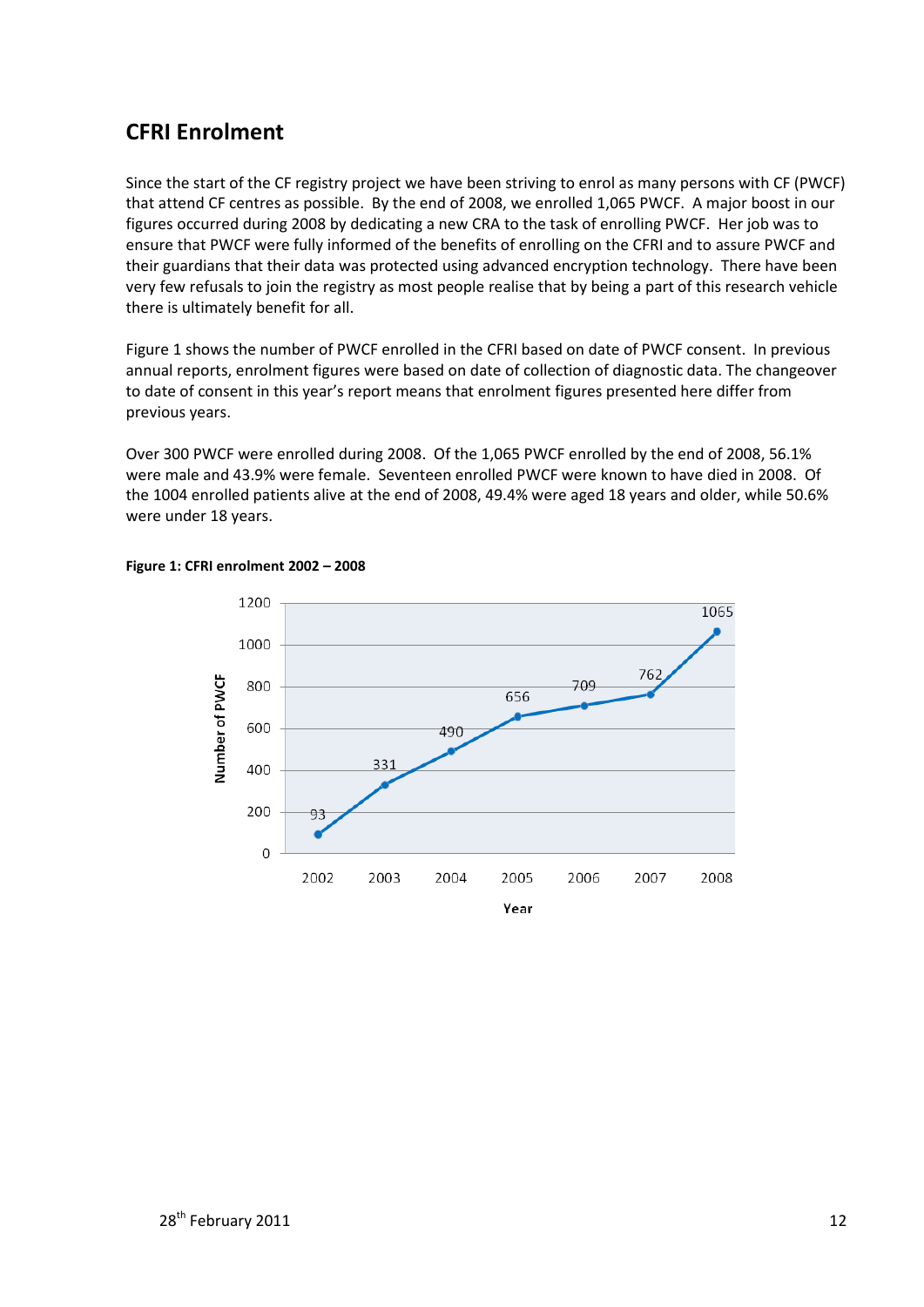## CFRI Enrolment

Since the start of the CF registry project we have been striving to enrol as many persons with CF (PWCF) that attend CF centres as possible. By the end of 2008, we enrolled 1,065 PWCF. A major boost in our figures occurred during 2008 by dedicating a new CRA to the task of enrolling PWCF. Her job was to ensure that PWCF were fully informed of the benefits of enrolling on the CFRI and to assure PWCF and their guardians that their data was protected using advanced encryption technology. There have been very few refusals to join the registry as most people realise that by being a part of this research vehicle there is ultimately benefit for all.

Figure 1 shows the number of PWCF enrolled in the CFRI based on date of PWCF consent. In previous annual reports, enrolment figures were based on date of collection of diagnostic data. The changeover to date of consent in this year's report means that enrolment figures presented here differ from previous years.

Over 300 PWCF were enrolled during 2008. Of the 1,065 PWCF enrolled by the end of 2008, 56.1% were male and 43.9% were female. Seventeen enrolled PWCF were known to have died in 2008. Of the 1004 enrolled patients alive at the end of 2008, 49.4% were aged 18 years and older, while 50.6% were under 18 years.

**Figure 1: CFRI enrolment 2002 – 2008**

| Year | Number of PWCF |
|---|---|
| 2002 | 93 |
| 2003 | 331 |
| 2004 | 490 |
| 2005 | 656 |
| 2006 | 709 |
| 2007 | 762 |
| 2008 | 1065 |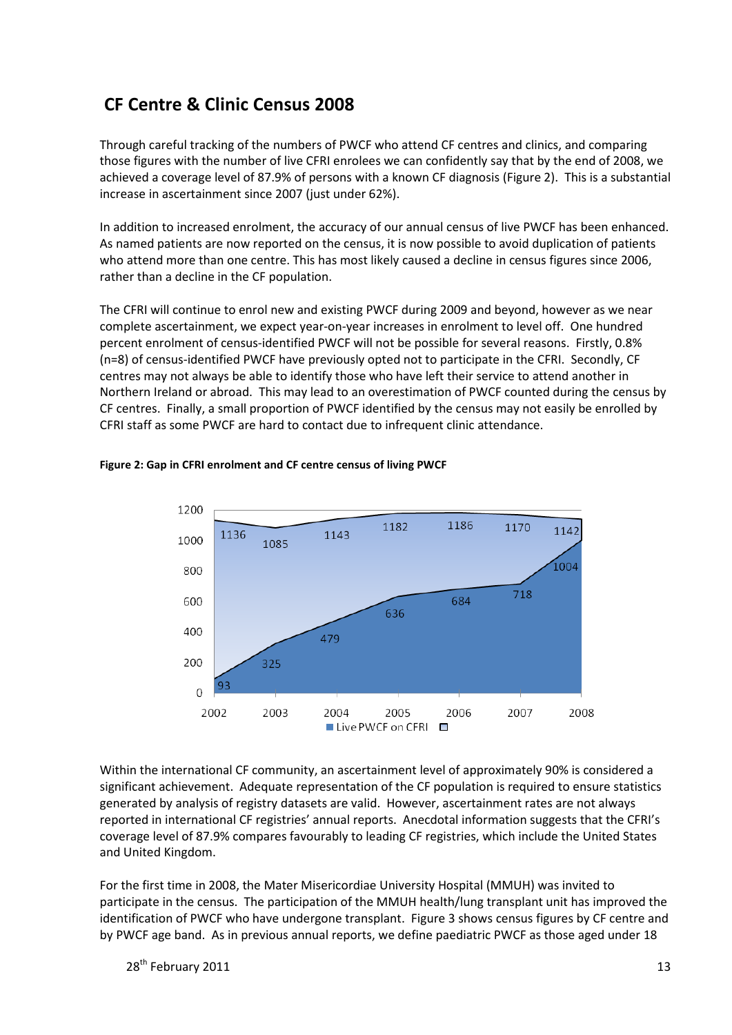## CF Centre & Clinic Census 2008

Through careful tracking of the numbers of PWCF who attend CF centres and clinics, and comparing those figures with the number of live CFRI enrolees we can confidently say that by the end of 2008, we achieved a coverage level of 87.9% of persons with a known CF diagnosis (Figure 2). This is a substantial increase in ascertainment since 2007 (just under 62%).

In addition to increased enrolment, the accuracy of our annual census of live PWCF has been enhanced. As named patients are now reported on the census, it is now possible to avoid duplication of patients who attend more than one centre. This has most likely caused a decline in census figures since 2006, rather than a decline in the CF population.

The CFRI will continue to enrol new and existing PWCF during 2009 and beyond, however as we near complete ascertainment, we expect year-on-year increases in enrolment to level off. One hundred percent enrolment of census-identified PWCF will not be possible for several reasons. Firstly, 0.8% (n=8) of census-identified PWCF have previously opted not to participate in the CFRI. Secondly, CF centres may not always be able to identify those who have left their service to attend another in Northern Ireland or abroad. This may lead to an overestimation of PWCF counted during the census by CF centres. Finally, a small proportion of PWCF identified by the census may not easily be enrolled by CFRI staff as some PWCF are hard to contact due to infrequent clinic attendance.

**Figure 2: Gap in CFRI enrolment and CF centre census of living PWCF**

| Year | Live PWCF on CFRI | Census |
|---|---|---|
| 2002 | 93 | 1136 |
| 2003 | 325 | 1085 |
| 2004 | 479 | 1143 |
| 2005 | 636 | 1182 |
| 2006 | 684 | 1186 |
| 2007 | 718 | 1170 |
| 2008 | 1004 | 1142 |

Within the international CF community, an ascertainment level of approximately 90% is considered a significant achievement. Adequate representation of the CF population is required to ensure statistics generated by analysis of registry datasets are valid. However, ascertainment rates are not always reported in international CF registries' annual reports. Anecdotal information suggests that the CFRI's coverage level of 87.9% compares favourably to leading CF registries, which include the United States and United Kingdom.

For the first time in 2008, the Mater Misericordiae University Hospital (MMUH) was invited to participate in the census. The participation of the MMUH health/lung transplant unit has improved the identification of PWCF who have undergone transplant. Figure 3 shows census figures by CF centre and by PWCF age band. As in previous annual reports, we define paediatric PWCF as those aged under 18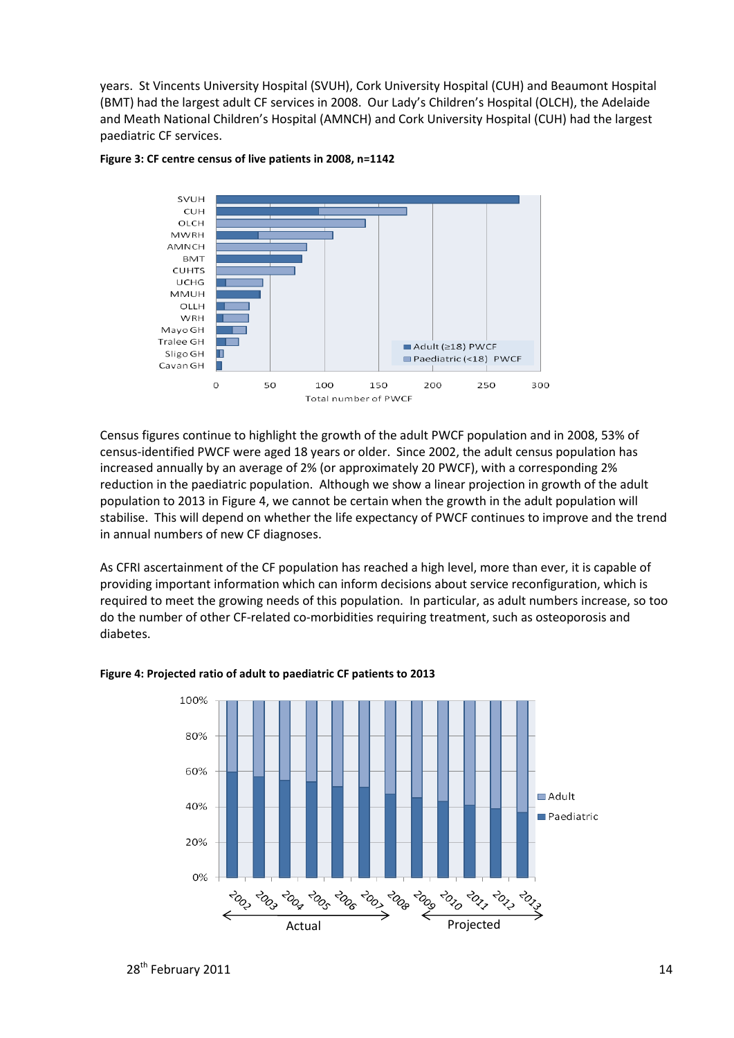years. St Vincents University Hospital (SVUH), Cork University Hospital (CUH) and Beaumont Hospital (BMT) had the largest adult CF services in 2008. Our Lady's Children's Hospital (OLCH), the Adelaide and Meath National Children's Hospital (AMNCH) and Cork University Hospital (CUH) had the largest paediatric CF services.

**Figure 3: CF centre census of live patients in 2008, n=1142**

Census figures continue to highlight the growth of the adult PWCF population and in 2008, 53% of census-identified PWCF were aged 18 years or older. Since 2002, the adult census population has increased annually by an average of 2% (or approximately 20 PWCF), with a corresponding 2% reduction in the paediatric population. Although we show a linear projection in growth of the adult population to 2013 in Figure 4, we cannot be certain when the growth in the adult population will stabilise. This will depend on whether the life expectancy of PWCF continues to improve and the trend in annual numbers of new CF diagnoses.

As CFRI ascertainment of the CF population has reached a high level, more than ever, it is capable of providing important information which can inform decisions about service reconfiguration, which is required to meet the growing needs of this population. In particular, as adult numbers increase, so too do the number of other CF-related co-morbidities requiring treatment, such as osteoporosis and diabetes.

**Figure 4: Projected ratio of adult to paediatric CF patients to 2013**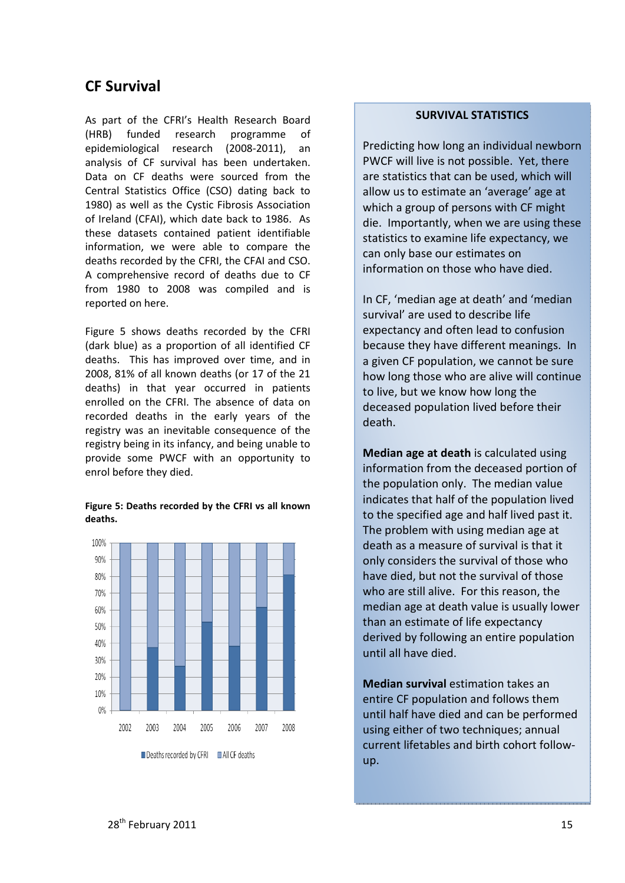## CF Survival

As part of the CFRI's Health Research Board (HRB) funded research programme of epidemiological research (2008-2011), an analysis of CF survival has been undertaken. Data on CF deaths were sourced from the Central Statistics Office (CSO) dating back to 1980) as well as the Cystic Fibrosis Association of Ireland (CFAI), which date back to 1986. As these datasets contained patient identifiable information, we were able to compare the deaths recorded by the CFRI, the CFAI and CSO. A comprehensive record of deaths due to CF from 1980 to 2008 was compiled and is reported on here.

Figure 5 shows deaths recorded by the CFRI (dark blue) as a proportion of all identified CF deaths. This has improved over time, and in 2008, 81% of all known deaths (or 17 of the 21 deaths) in that year occurred in patients enrolled on the CFRI. The absence of data on recorded deaths in the early years of the registry was an inevitable consequence of the registry being in its infancy, and being unable to provide some PWCF with an opportunity to enrol before they died.

**Figure 5: Deaths recorded by the CFRI vs all known deaths.**

### SURVIVAL STATISTICS

Predicting how long an individual newborn PWCF will live is not possible. Yet, there are statistics that can be used, which will allow us to estimate an 'average' age at which a group of persons with CF might die. Importantly, when we are using these statistics to examine life expectancy, we can only base our estimates on information on those who have died.

In CF, 'median age at death' and 'median survival' are used to describe life expectancy and often lead to confusion because they have different meanings. In a given CF population, we cannot be sure how long those who are alive will continue to live, but we know how long the deceased population lived before their death.

**Median age at death** is calculated using information from the deceased portion of the population only. The median value indicates that half of the population lived to the specified age and half lived past it. The problem with using median age at death as a measure of survival is that it only considers the survival of those who have died, but not the survival of those who are still alive. For this reason, the median age at death value is usually lower than an estimate of life expectancy derived by following an entire population until all have died.

**Median survival** estimation takes an entire CF population and follows them until half have died and can be performed using either of two techniques; annual current lifetables and birth cohort follow-up.

28th February 2011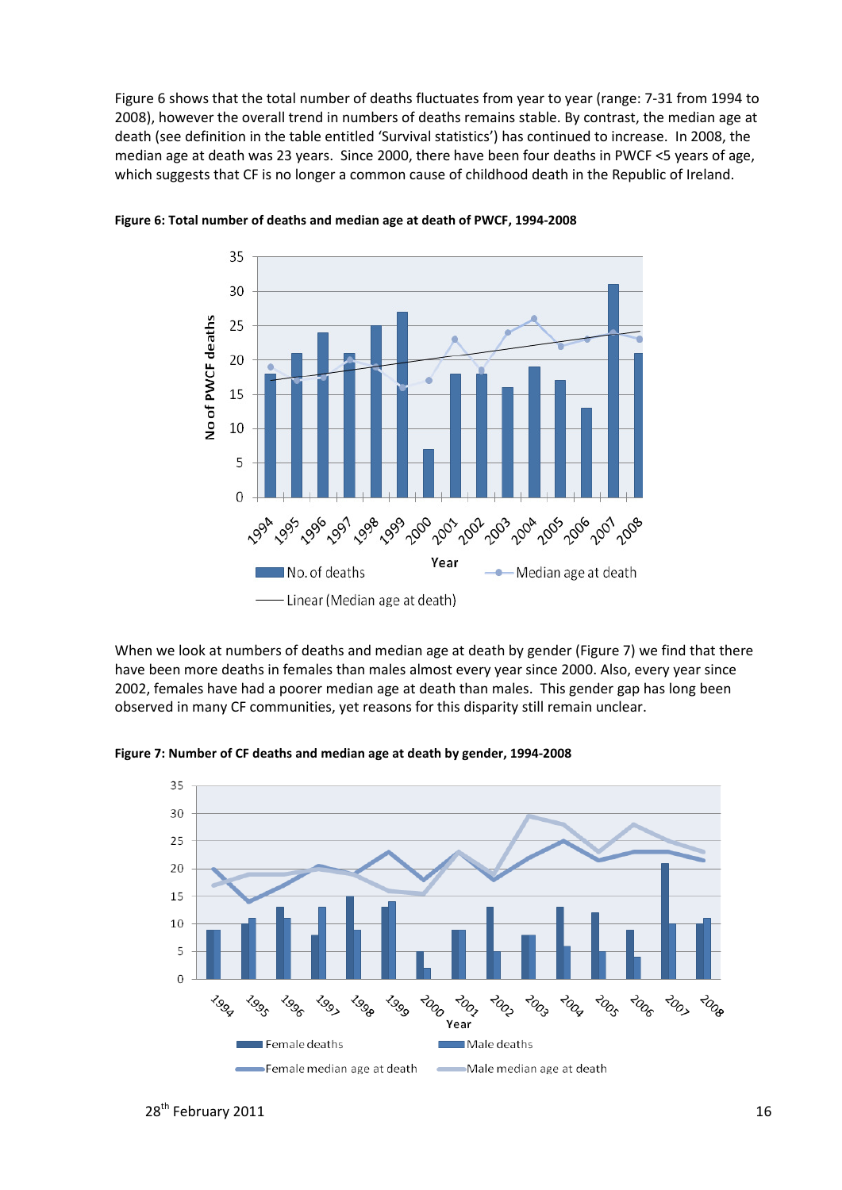Figure 6 shows that the total number of deaths fluctuates from year to year (range: 7-31 from 1994 to 2008), however the overall trend in numbers of deaths remains stable. By contrast, the median age at death (see definition in the table entitled 'Survival statistics') has continued to increase. In 2008, the median age at death was 23 years. Since 2000, there have been four deaths in PWCF <5 years of age, which suggests that CF is no longer a common cause of childhood death in the Republic of Ireland.

**Figure 6: Total number of deaths and median age at death of PWCF, 1994-2008**

When we look at numbers of deaths and median age at death by gender (Figure 7) we find that there have been more deaths in females than males almost every year since 2000. Also, every year since 2002, females have had a poorer median age at death than males. This gender gap has long been observed in many CF communities, yet reasons for this disparity still remain unclear.

**Figure 7: Number of CF deaths and median age at death by gender, 1994-2008**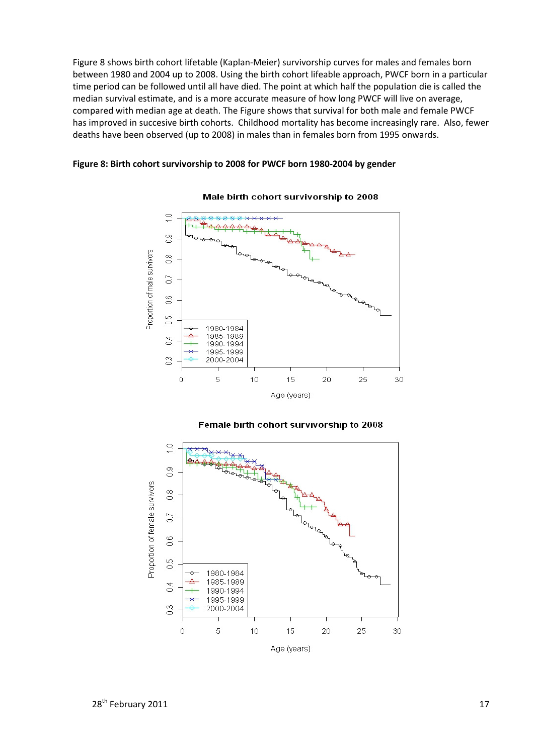Figure 8 shows birth cohort lifetable (Kaplan-Meier) survivorship curves for males and females born between 1980 and 2004 up to 2008. Using the birth cohort lifeable approach, PWCF born in a particular time period can be followed until all have died. The point at which half the population die is called the median survival estimate, and is a more accurate measure of how long PWCF will live on average, compared with median age at death. The Figure shows that survival for both male and female PWCF has improved in succesive birth cohorts. Childhood mortality has become increasingly rare. Also, fewer deaths have been observed (up to 2008) in males than in females born from 1995 onwards.

**Figure 8: Birth cohort survivorship to 2008 for PWCF born 1980-2004 by gender**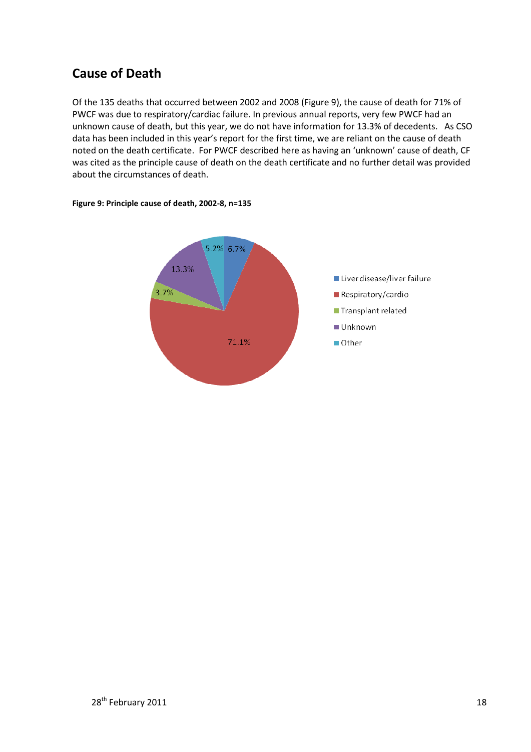## Cause of Death

Of the 135 deaths that occurred between 2002 and 2008 (Figure 9), the cause of death for 71% of PWCF was due to respiratory/cardiac failure. In previous annual reports, very few PWCF had an unknown cause of death, but this year, we do not have information for 13.3% of decedents. As CSO data has been included in this year's report for the first time, we are reliant on the cause of death noted on the death certificate. For PWCF described here as having an 'unknown' cause of death, CF was cited as the principle cause of death on the death certificate and no further detail was provided about the circumstances of death.

**Figure 9: Principle cause of death, 2002-8, n=135**

| Cause | % |
|---|---|
| Liver disease/liver failure | 6.7% |
| Respiratory/cardio | 71.1% |
| Transplant related | 3.7% |
| Unknown | 13.3% |
| Other | 5.2% |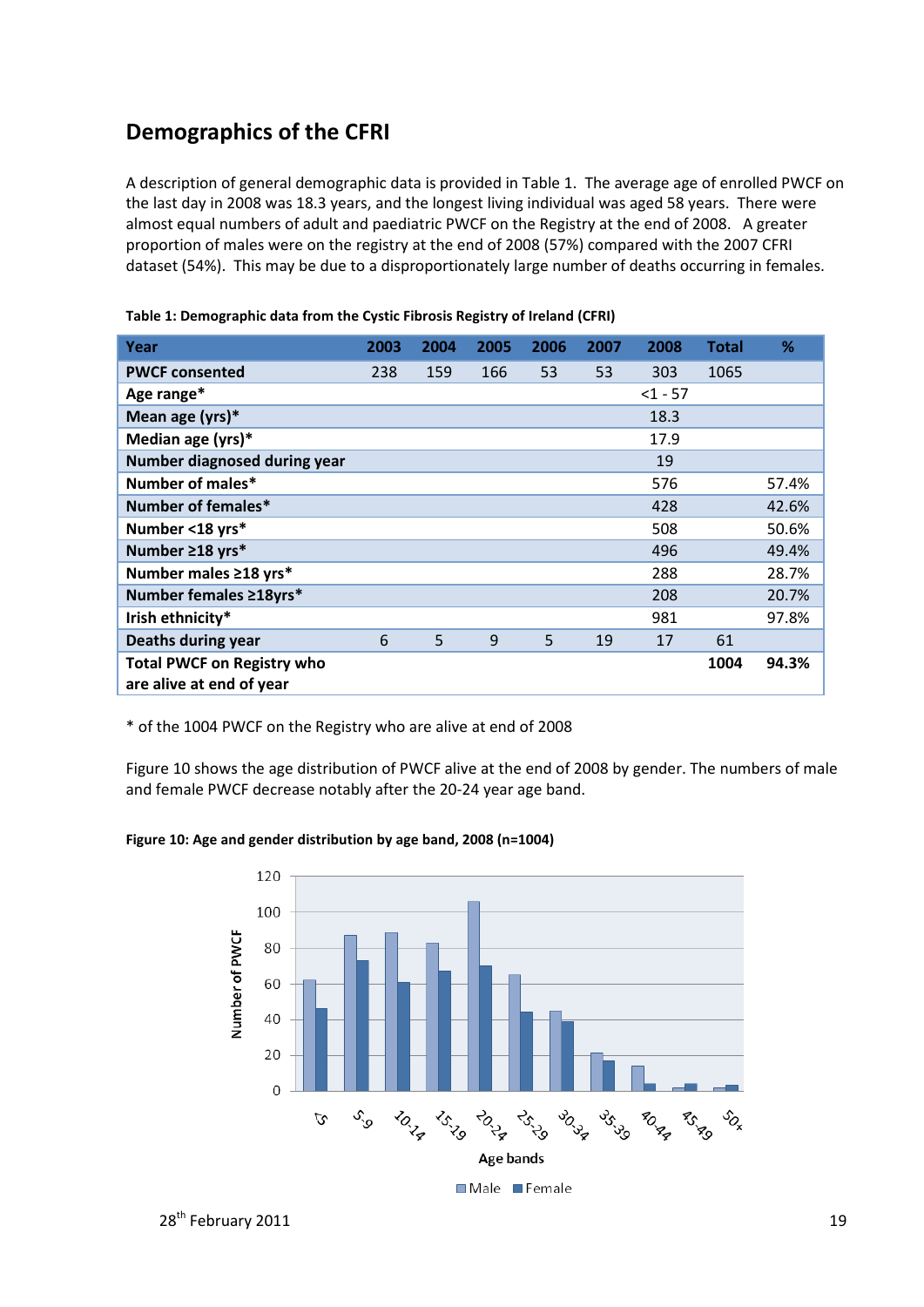## Demographics of the CFRI

A description of general demographic data is provided in Table 1. The average age of enrolled PWCF on the last day in 2008 was 18.3 years, and the longest living individual was aged 58 years. There were almost equal numbers of adult and paediatric PWCF on the Registry at the end of 2008. A greater proportion of males were on the registry at the end of 2008 (57%) compared with the 2007 CFRI dataset (54%). This may be due to a disproportionately large number of deaths occurring in females.

**Table 1: Demographic data from the Cystic Fibrosis Registry of Ireland (CFRI)**

| Year | 2003 | 2004 | 2005 | 2006 | 2007 | 2008 | Total | % |
|---|---|---|---|---|---|---|---|---|
| **PWCF consented** | 238 | 159 | 166 | 53 | 53 | 303 | 1065 | |
| **Age range*** | | | | | | <1 - 57 | | |
| **Mean age (yrs)*** | | | | | | 18.3 | | |
| **Median age (yrs)*** | | | | | | 17.9 | | |
| **Number diagnosed during year** | | | | | | 19 | | |
| **Number of males*** | | | | | | 576 | | 57.4% |
| **Number of females*** | | | | | | 428 | | 42.6% |
| **Number <18 yrs*** | | | | | | 508 | | 50.6% |
| **Number ≥18 yrs*** | | | | | | 496 | | 49.4% |
| **Number males ≥18 yrs*** | | | | | | 288 | | 28.7% |
| **Number females ≥18yrs*** | | | | | | 208 | | 20.7% |
| **Irish ethnicity*** | | | | | | 981 | | 97.8% |
| **Deaths during year** | 6 | 5 | 9 | 5 | 19 | 17 | 61 | |
| **Total PWCF on Registry who are alive at end of year** | | | | | | | **1004** | **94.3%** |

\* of the 1004 PWCF on the Registry who are alive at end of 2008

Figure 10 shows the age distribution of PWCF alive at the end of 2008 by gender. The numbers of male and female PWCF decrease notably after the 20-24 year age band.

**Figure 10: Age and gender distribution by age band, 2008 (n=1004)**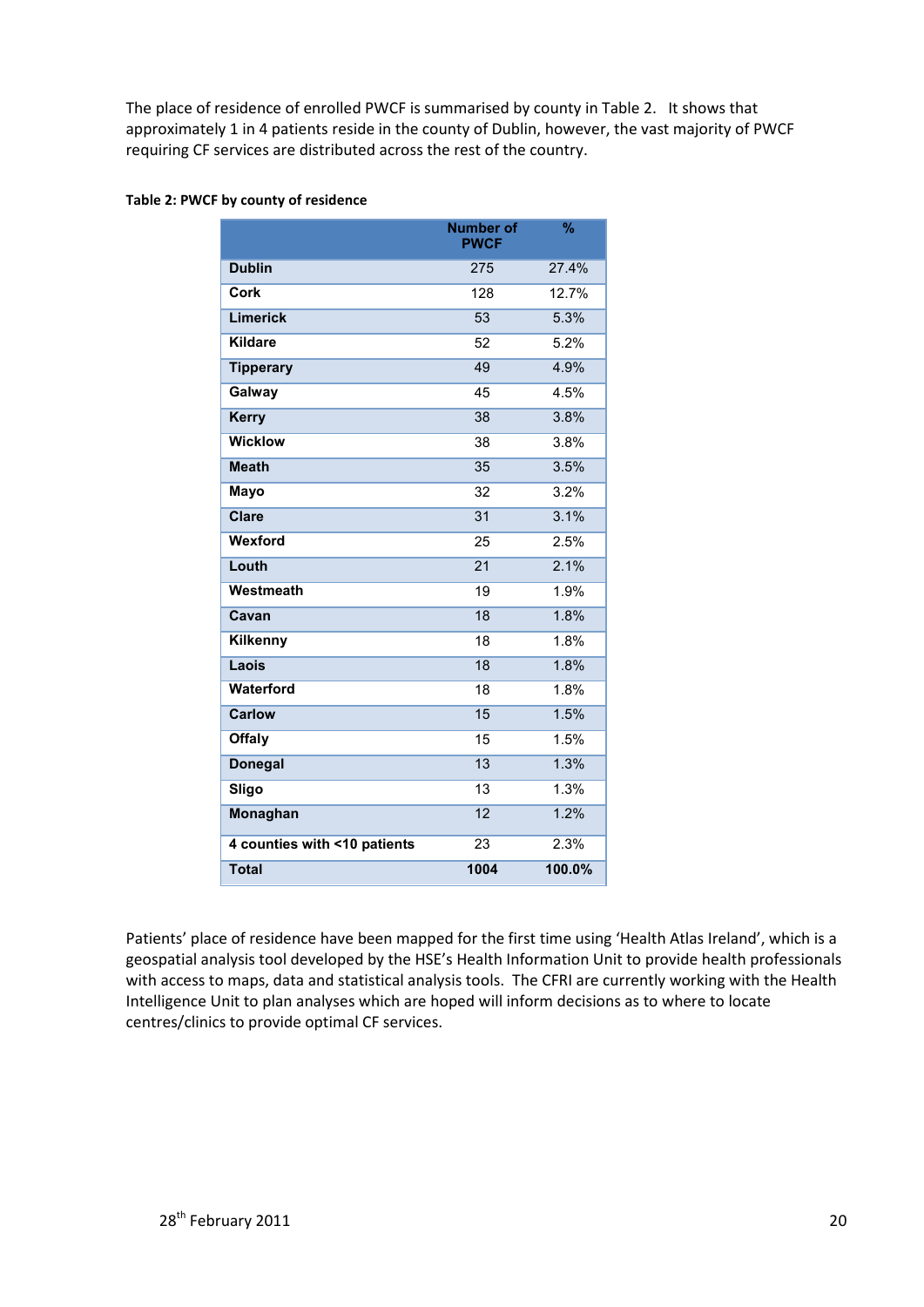The place of residence of enrolled PWCF is summarised by county in Table 2. It shows that approximately 1 in 4 patients reside in the county of Dublin, however, the vast majority of PWCF requiring CF services are distributed across the rest of the country.

**Table 2: PWCF by county of residence**

| | Number of PWCF | % |
|---|---|---|
| **Dublin** | 275 | 27.4% |
| **Cork** | 128 | 12.7% |
| **Limerick** | 53 | 5.3% |
| **Kildare** | 52 | 5.2% |
| **Tipperary** | 49 | 4.9% |
| **Galway** | 45 | 4.5% |
| **Kerry** | 38 | 3.8% |
| **Wicklow** | 38 | 3.8% |
| **Meath** | 35 | 3.5% |
| **Mayo** | 32 | 3.2% |
| **Clare** | 31 | 3.1% |
| **Wexford** | 25 | 2.5% |
| **Louth** | 21 | 2.1% |
| **Westmeath** | 19 | 1.9% |
| **Cavan** | 18 | 1.8% |
| **Kilkenny** | 18 | 1.8% |
| **Laois** | 18 | 1.8% |
| **Waterford** | 18 | 1.8% |
| **Carlow** | 15 | 1.5% |
| **Offaly** | 15 | 1.5% |
| **Donegal** | 13 | 1.3% |
| **Sligo** | 13 | 1.3% |
| **Monaghan** | 12 | 1.2% |
| **4 counties with <10 patients** | 23 | 2.3% |
| **Total** | **1004** | **100.0%** |

Patients' place of residence have been mapped for the first time using 'Health Atlas Ireland', which is a geospatial analysis tool developed by the HSE's Health Information Unit to provide health professionals with access to maps, data and statistical analysis tools. The CFRI are currently working with the Health Intelligence Unit to plan analyses which are hoped will inform decisions as to where to locate centres/clinics to provide optimal CF services.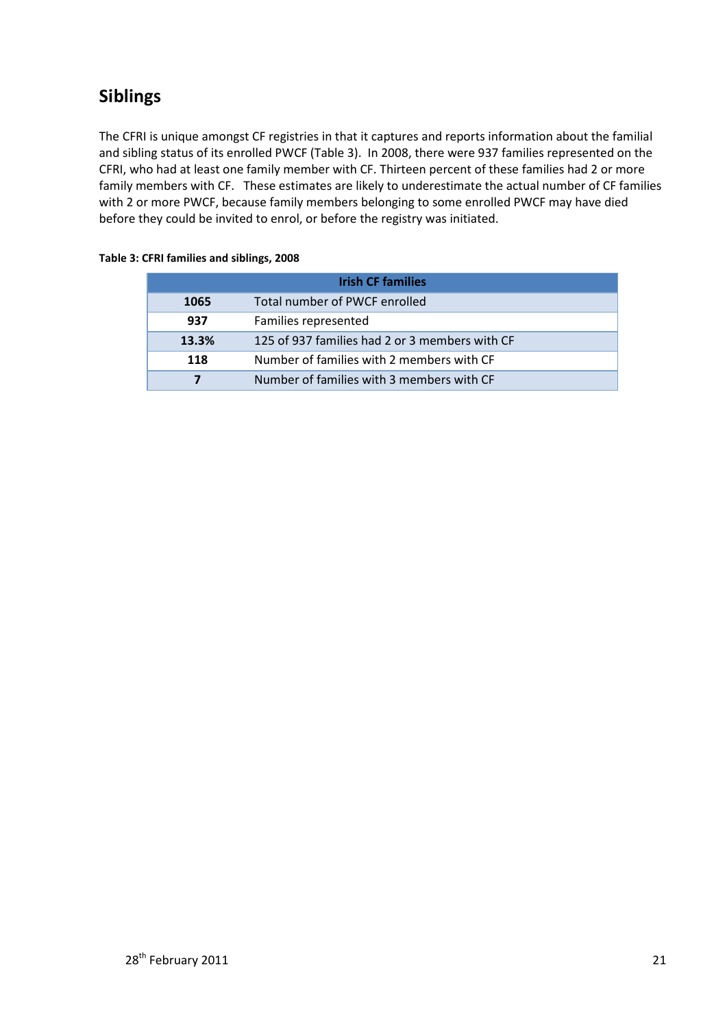## Siblings

The CFRI is unique amongst CF registries in that it captures and reports information about the familial and sibling status of its enrolled PWCF (Table 3). In 2008, there were 937 families represented on the CFRI, who had at least one family member with CF. Thirteen percent of these families had 2 or more family members with CF. These estimates are likely to underestimate the actual number of CF families with 2 or more PWCF, because family members belonging to some enrolled PWCF may have died before they could be invited to enrol, or before the registry was initiated.

**Table 3: CFRI families and siblings, 2008**

| Irish CF families | |
|---|---|
| **1065** | Total number of PWCF enrolled |
| **937** | Families represented |
| **13.3%** | 125 of 937 families had 2 or 3 members with CF |
| **118** | Number of families with 2 members with CF |
| **7** | Number of families with 3 members with CF |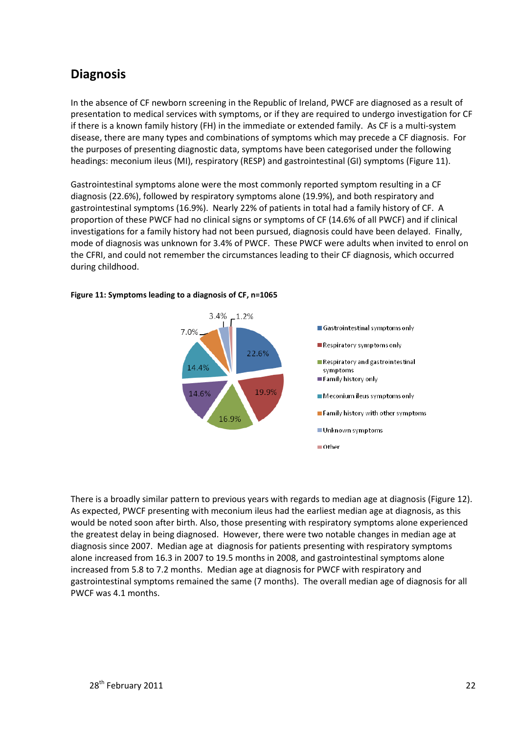## Diagnosis

In the absence of CF newborn screening in the Republic of Ireland, PWCF are diagnosed as a result of presentation to medical services with symptoms, or if they are required to undergo investigation for CF if there is a known family history (FH) in the immediate or extended family. As CF is a multi-system disease, there are many types and combinations of symptoms which may precede a CF diagnosis. For the purposes of presenting diagnostic data, symptoms have been categorised under the following headings: meconium ileus (MI), respiratory (RESP) and gastrointestinal (GI) symptoms (Figure 11).

Gastrointestinal symptoms alone were the most commonly reported symptom resulting in a CF diagnosis (22.6%), followed by respiratory symptoms alone (19.9%), and both respiratory and gastrointestinal symptoms (16.9%). Nearly 22% of patients in total had a family history of CF. A proportion of these PWCF had no clinical signs or symptoms of CF (14.6% of all PWCF) and if clinical investigations for a family history had not been pursued, diagnosis could have been delayed. Finally, mode of diagnosis was unknown for 3.4% of PWCF. These PWCF were adults when invited to enrol on the CFRI, and could not remember the circumstances leading to their CF diagnosis, which occurred during childhood.

**Figure 11: Symptoms leading to a diagnosis of CF, n=1065**

| Category | % |
|---|---|
| Gastrointestinal symptoms only | 22.6% |
| Respiratory symptoms only | 19.9% |
| Respiratory and gastrointestinal symptoms | 16.9% |
| Family history only | 14.6% |
| Meconium ileus symptoms only | 14.4% |
| Family history with other symptoms | 7.0% |
| Unknown symptoms | 3.4% |
| Other | 1.2% |

There is a broadly similar pattern to previous years with regards to median age at diagnosis (Figure 12). As expected, PWCF presenting with meconium ileus had the earliest median age at diagnosis, as this would be noted soon after birth. Also, those presenting with respiratory symptoms alone experienced the greatest delay in being diagnosed. However, there were two notable changes in median age at diagnosis since 2007. Median age at diagnosis for patients presenting with respiratory symptoms alone increased from 16.3 in 2007 to 19.5 months in 2008, and gastrointestinal symptoms alone increased from 5.8 to 7.2 months. Median age at diagnosis for PWCF with respiratory and gastrointestinal symptoms remained the same (7 months). The overall median age of diagnosis for all PWCF was 4.1 months.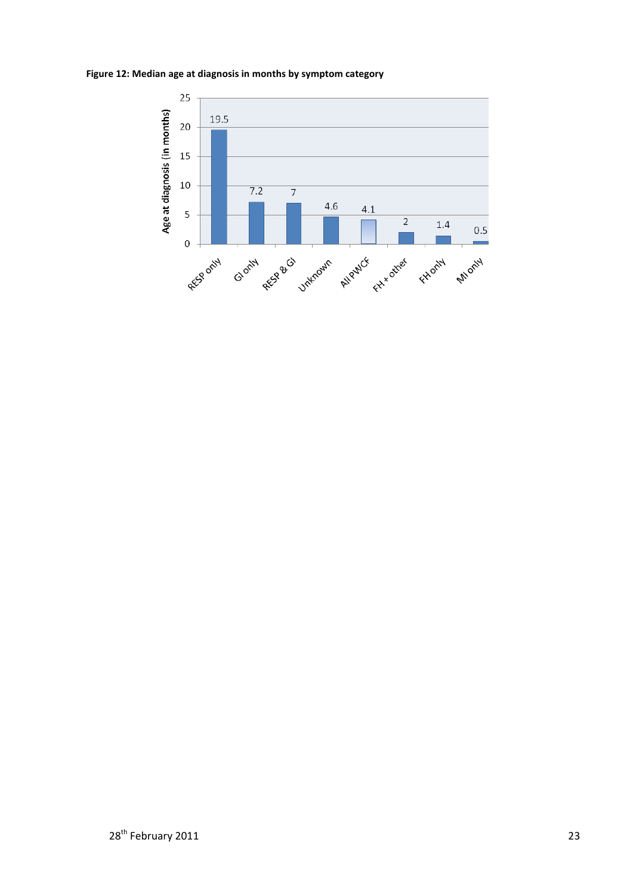**Figure 12: Median age at diagnosis in months by symptom category**

| Symptom category | Age at diagnosis (in months) |
|---|---|
| RESP only | 19.5 |
| GI only | 7.2 |
| RESP & GI | 7 |
| Unknown | 4.6 |
| All PWCF | 4.1 |
| FH + other | 2 |
| FH only | 1.4 |
| MI only | 0.5 |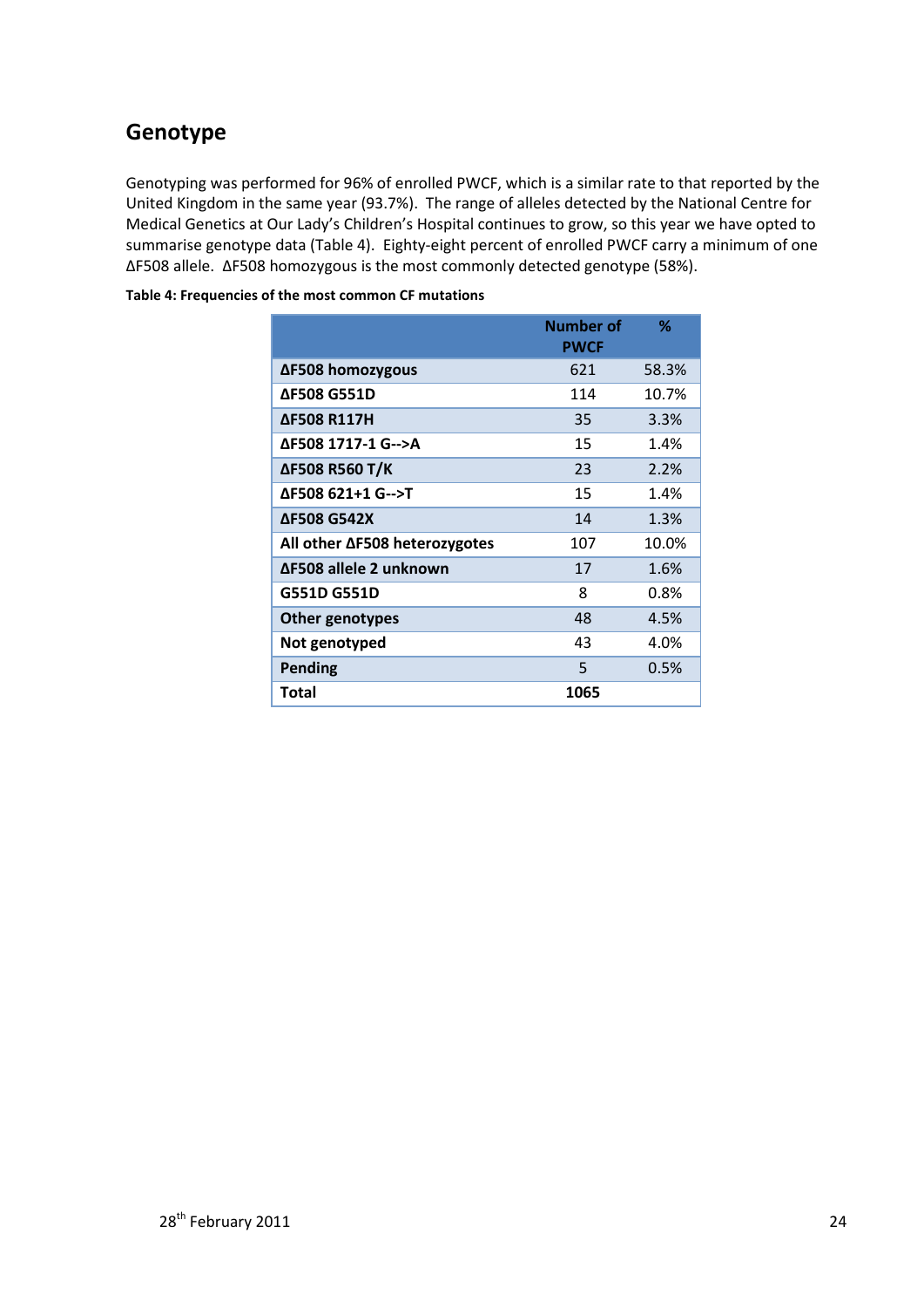## Genotype

Genotyping was performed for 96% of enrolled PWCF, which is a similar rate to that reported by the United Kingdom in the same year (93.7%). The range of alleles detected by the National Centre for Medical Genetics at Our Lady's Children's Hospital continues to grow, so this year we have opted to summarise genotype data (Table 4). Eighty-eight percent of enrolled PWCF carry a minimum of one ΔF508 allele. ΔF508 homozygous is the most commonly detected genotype (58%).

**Table 4: Frequencies of the most common CF mutations**

| | Number of PWCF | % |
|---|---|---|
| **ΔF508 homozygous** | 621 | 58.3% |
| **ΔF508 G551D** | 114 | 10.7% |
| **ΔF508 R117H** | 35 | 3.3% |
| **ΔF508 1717-1 G-->A** | 15 | 1.4% |
| **ΔF508 R560 T/K** | 23 | 2.2% |
| **ΔF508 621+1 G-->T** | 15 | 1.4% |
| **ΔF508 G542X** | 14 | 1.3% |
| **All other ΔF508 heterozygotes** | 107 | 10.0% |
| **ΔF508 allele 2 unknown** | 17 | 1.6% |
| **G551D G551D** | 8 | 0.8% |
| **Other genotypes** | 48 | 4.5% |
| **Not genotyped** | 43 | 4.0% |
| **Pending** | 5 | 0.5% |
| **Total** | **1065** | |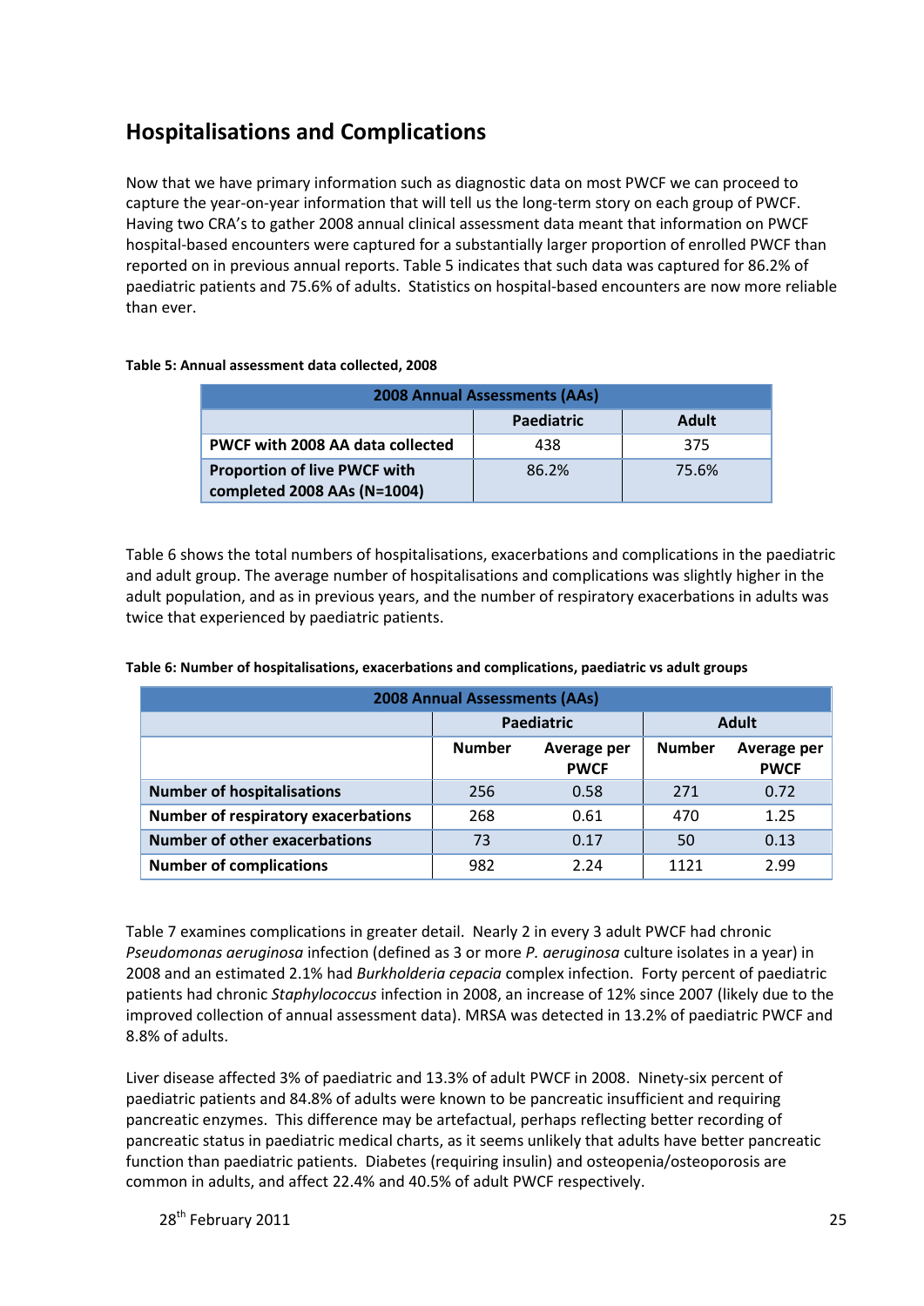## Hospitalisations and Complications

Now that we have primary information such as diagnostic data on most PWCF we can proceed to capture the year-on-year information that will tell us the long-term story on each group of PWCF. Having two CRA's to gather 2008 annual clinical assessment data meant that information on PWCF hospital-based encounters were captured for a substantially larger proportion of enrolled PWCF than reported on in previous annual reports. Table 5 indicates that such data was captured for 86.2% of paediatric patients and 75.6% of adults. Statistics on hospital-based encounters are now more reliable than ever.

**Table 5: Annual assessment data collected, 2008**

| 2008 Annual Assessments (AAs) | | |
|---|---|---|
| | **Paediatric** | **Adult** |
| **PWCF with 2008 AA data collected** | 438 | 375 |
| **Proportion of live PWCF with completed 2008 AAs (N=1004)** | 86.2% | 75.6% |

Table 6 shows the total numbers of hospitalisations, exacerbations and complications in the paediatric and adult group. The average number of hospitalisations and complications was slightly higher in the adult population, and as in previous years, and the number of respiratory exacerbations in adults was twice that experienced by paediatric patients.

**Table 6: Number of hospitalisations, exacerbations and complications, paediatric vs adult groups**

| 2008 Annual Assessments (AAs) | | | | |
|---|---|---|---|---|
| | **Paediatric** | | **Adult** | |
| | **Number** | **Average per PWCF** | **Number** | **Average per PWCF** |
| **Number of hospitalisations** | 256 | 0.58 | 271 | 0.72 |
| **Number of respiratory exacerbations** | 268 | 0.61 | 470 | 1.25 |
| **Number of other exacerbations** | 73 | 0.17 | 50 | 0.13 |
| **Number of complications** | 982 | 2.24 | 1121 | 2.99 |

Table 7 examines complications in greater detail. Nearly 2 in every 3 adult PWCF had chronic *Pseudomonas aeruginosa* infection (defined as 3 or more *P. aeruginosa* culture isolates in a year) in 2008 and an estimated 2.1% had *Burkholderia cepacia* complex infection. Forty percent of paediatric patients had chronic *Staphylococcus* infection in 2008, an increase of 12% since 2007 (likely due to the improved collection of annual assessment data). MRSA was detected in 13.2% of paediatric PWCF and 8.8% of adults.

Liver disease affected 3% of paediatric and 13.3% of adult PWCF in 2008. Ninety-six percent of paediatric patients and 84.8% of adults were known to be pancreatic insufficient and requiring pancreatic enzymes. This difference may be artefactual, perhaps reflecting better recording of pancreatic status in paediatric medical charts, as it seems unlikely that adults have better pancreatic function than paediatric patients. Diabetes (requiring insulin) and osteopenia/osteoporosis are common in adults, and affect 22.4% and 40.5% of adult PWCF respectively.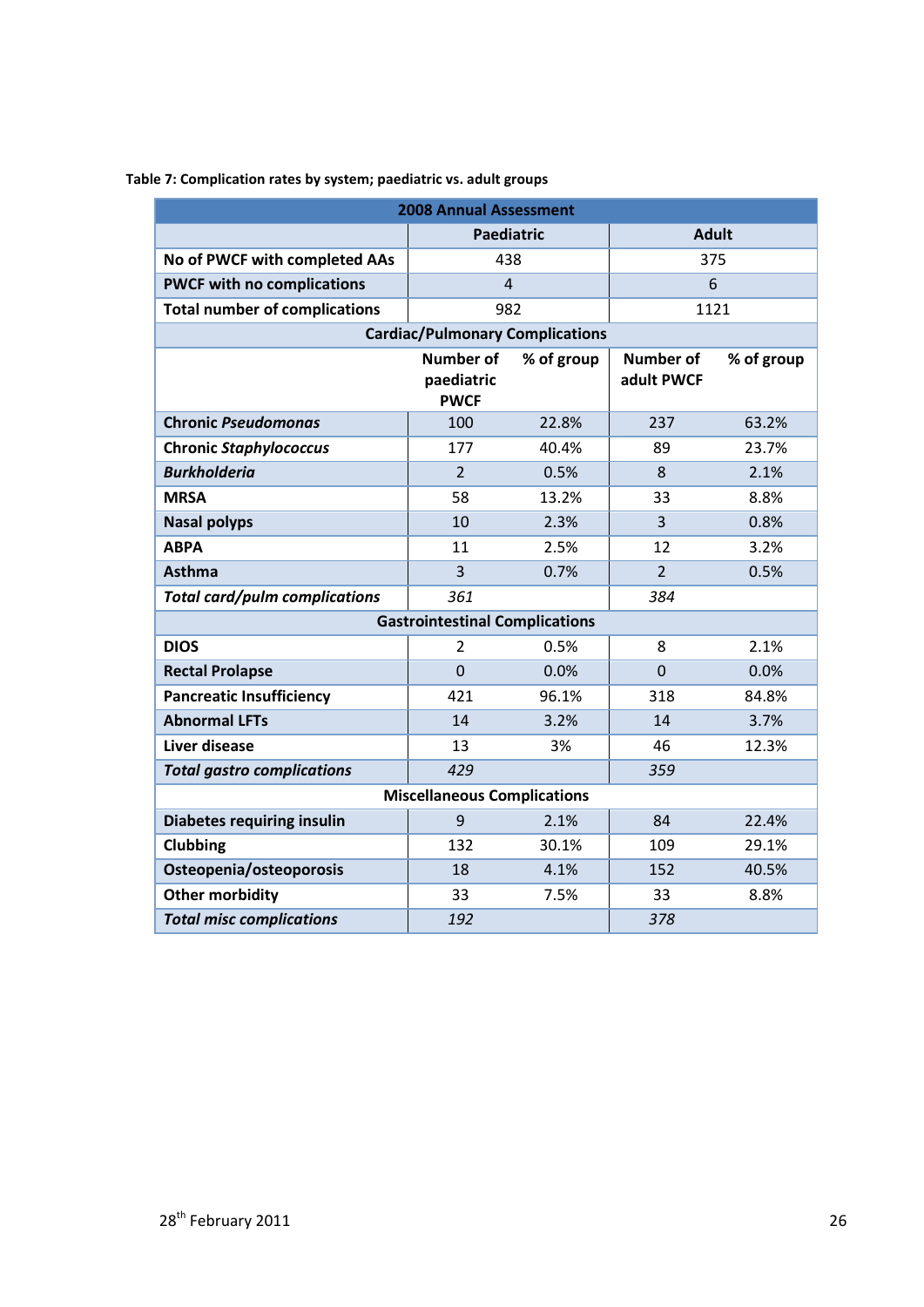**Table 7: Complication rates by system; paediatric vs. adult groups**

| 2008 Annual Assessment | | | | |
|---|---|---|---|---|
| | Paediatric | | Adult | |
| **No of PWCF with completed AAs** | 438 | | 375 | |
| **PWCF with no complications** | 4 | | 6 | |
| **Total number of complications** | 982 | | 1121 | |
| **Cardiac/Pulmonary Complications** | | | | |
| | **Number of paediatric PWCF** | **% of group** | **Number of adult PWCF** | **% of group** |
| **Chronic *Pseudomonas*** | 100 | 22.8% | 237 | 63.2% |
| **Chronic *Staphylococcus*** | 177 | 40.4% | 89 | 23.7% |
| ***Burkholderia*** | 2 | 0.5% | 8 | 2.1% |
| **MRSA** | 58 | 13.2% | 33 | 8.8% |
| **Nasal polyps** | 10 | 2.3% | 3 | 0.8% |
| **ABPA** | 11 | 2.5% | 12 | 3.2% |
| **Asthma** | 3 | 0.7% | 2 | 0.5% |
| ***Total card/pulm complications*** | *361* | | *384* | |
| **Gastrointestinal Complications** | | | | |
| **DIOS** | 2 | 0.5% | 8 | 2.1% |
| **Rectal Prolapse** | 0 | 0.0% | 0 | 0.0% |
| **Pancreatic Insufficiency** | 421 | 96.1% | 318 | 84.8% |
| **Abnormal LFTs** | 14 | 3.2% | 14 | 3.7% |
| **Liver disease** | 13 | 3% | 46 | 12.3% |
| ***Total gastro complications*** | *429* | | *359* | |
| **Miscellaneous Complications** | | | | |
| **Diabetes requiring insulin** | 9 | 2.1% | 84 | 22.4% |
| **Clubbing** | 132 | 30.1% | 109 | 29.1% |
| **Osteopenia/osteoporosis** | 18 | 4.1% | 152 | 40.5% |
| **Other morbidity** | 33 | 7.5% | 33 | 8.8% |
| ***Total misc complications*** | *192* | | *378* | |

28th February 2011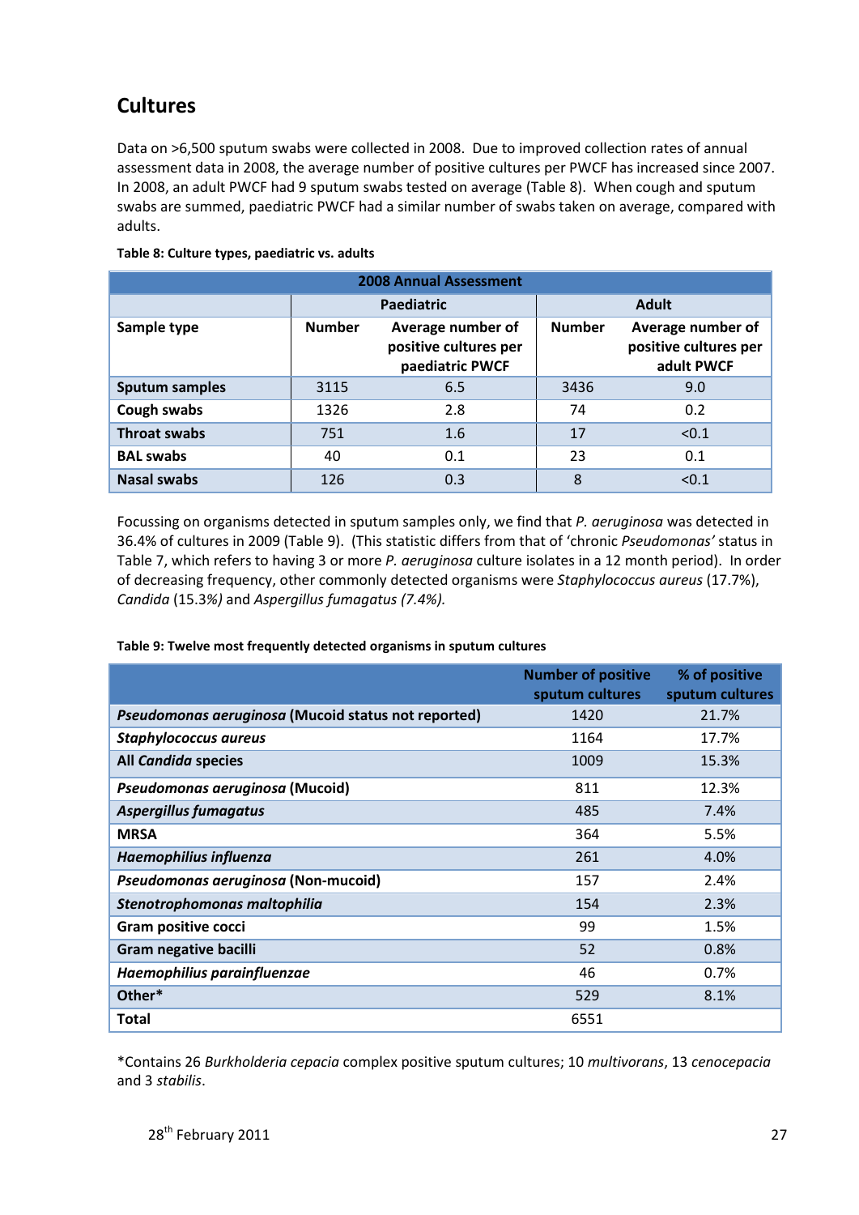## Cultures

Data on >6,500 sputum swabs were collected in 2008. Due to improved collection rates of annual assessment data in 2008, the average number of positive cultures per PWCF has increased since 2007. In 2008, an adult PWCF had 9 sputum swabs tested on average (Table 8). When cough and sputum swabs are summed, paediatric PWCF had a similar number of swabs taken on average, compared with adults.

**Table 8: Culture types, paediatric vs. adults**

| 2008 Annual Assessment | | | | |
|---|---|---|---|---|
| | Paediatric | | Adult | |
| Sample type | Number | Average number of positive cultures per paediatric PWCF | Number | Average number of positive cultures per adult PWCF |
| **Sputum samples** | 3115 | 6.5 | 3436 | 9.0 |
| **Cough swabs** | 1326 | 2.8 | 74 | 0.2 |
| **Throat swabs** | 751 | 1.6 | 17 | <0.1 |
| **BAL swabs** | 40 | 0.1 | 23 | 0.1 |
| **Nasal swabs** | 126 | 0.3 | 8 | <0.1 |

Focussing on organisms detected in sputum samples only, we find that *P. aeruginosa* was detected in 36.4% of cultures in 2009 (Table 9). (This statistic differs from that of 'chronic *Pseudomonas'* status in Table 7, which refers to having 3 or more *P. aeruginosa* culture isolates in a 12 month period). In order of decreasing frequency, other commonly detected organisms were *Staphylococcus aureus* (17.7%), *Candida* (15.3*%)* and *Aspergillus fumagatus (7.4%).*

**Table 9: Twelve most frequently detected organisms in sputum cultures**

| | Number of positive sputum cultures | % of positive sputum cultures |
|---|---|---|
| ***Pseudomonas aeruginosa*** **(Mucoid status not reported)** | 1420 | 21.7% |
| ***Staphylococcus aureus*** | 1164 | 17.7% |
| **All *Candida* species** | 1009 | 15.3% |
| ***Pseudomonas aeruginosa*** **(Mucoid)** | 811 | 12.3% |
| ***Aspergillus fumagatus*** | 485 | 7.4% |
| **MRSA** | 364 | 5.5% |
| ***Haemophilius influenza*** | 261 | 4.0% |
| ***Pseudomonas aeruginosa*** **(Non-mucoid)** | 157 | 2.4% |
| ***Stenotrophomonas maltophilia*** | 154 | 2.3% |
| **Gram positive cocci** | 99 | 1.5% |
| **Gram negative bacilli** | 52 | 0.8% |
| ***Haemophilius parainfluenzae*** | 46 | 0.7% |
| **Other*** | 529 | 8.1% |
| **Total** | 6551 | |

*Contains 26 *Burkholderia cepacia* complex positive sputum cultures; 10 *multivorans*, 13 *cenocepacia* and 3 *stabilis*.

28th February 2011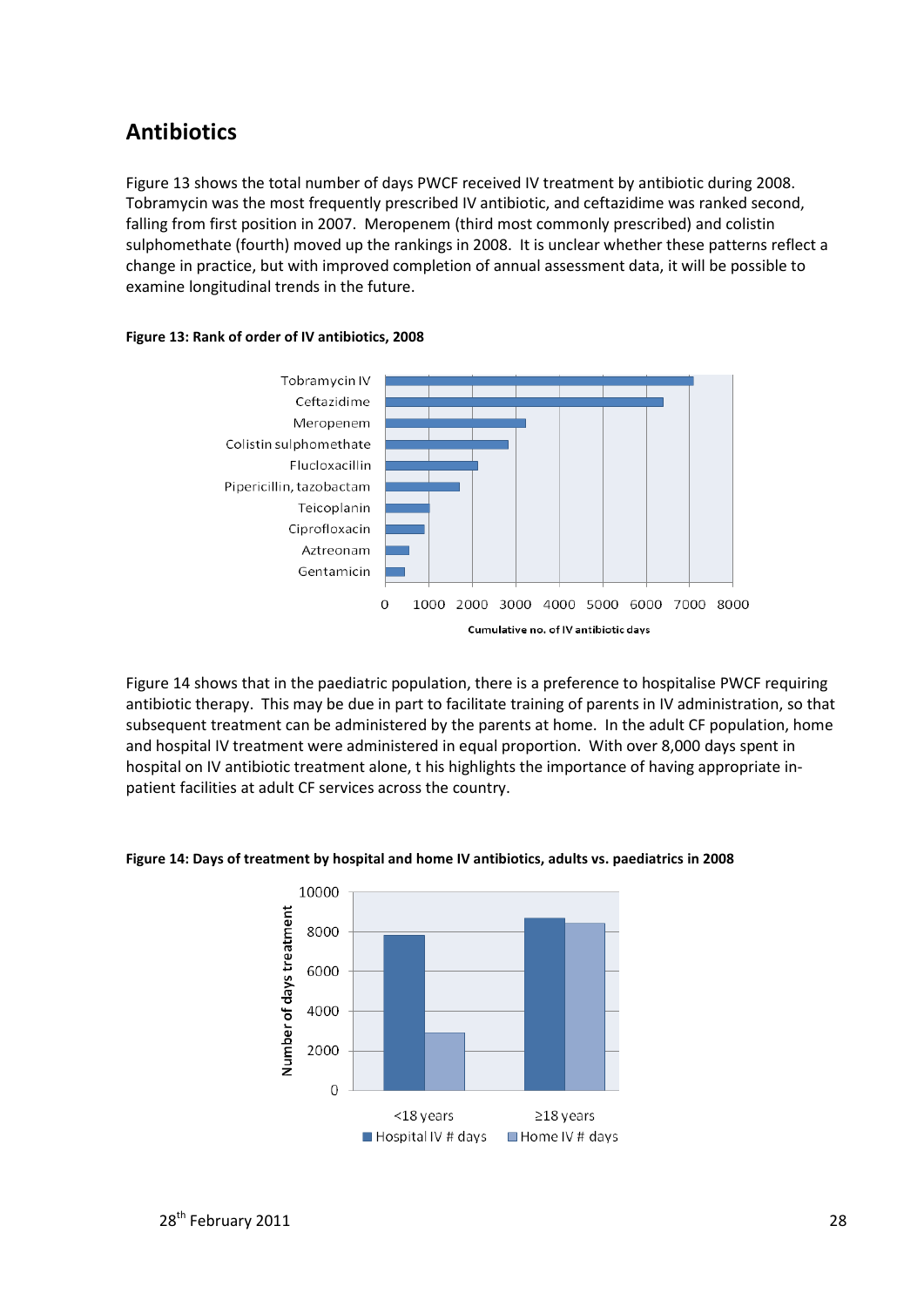## Antibiotics

Figure 13 shows the total number of days PWCF received IV treatment by antibiotic during 2008. Tobramycin was the most frequently prescribed IV antibiotic, and ceftazidime was ranked second, falling from first position in 2007. Meropenem (third most commonly prescribed) and colistin sulphomethate (fourth) moved up the rankings in 2008. It is unclear whether these patterns reflect a change in practice, but with improved completion of annual assessment data, it will be possible to examine longitudinal trends in the future.

**Figure 13: Rank of order of IV antibiotics, 2008**

Figure 14 shows that in the paediatric population, there is a preference to hospitalise PWCF requiring antibiotic therapy. This may be due in part to facilitate training of parents in IV administration, so that subsequent treatment can be administered by the parents at home. In the adult CF population, home and hospital IV treatment were administered in equal proportion. With over 8,000 days spent in hospital on IV antibiotic treatment alone, t his highlights the importance of having appropriate in-patient facilities at adult CF services across the country.

**Figure 14: Days of treatment by hospital and home IV antibiotics, adults vs. paediatrics in 2008**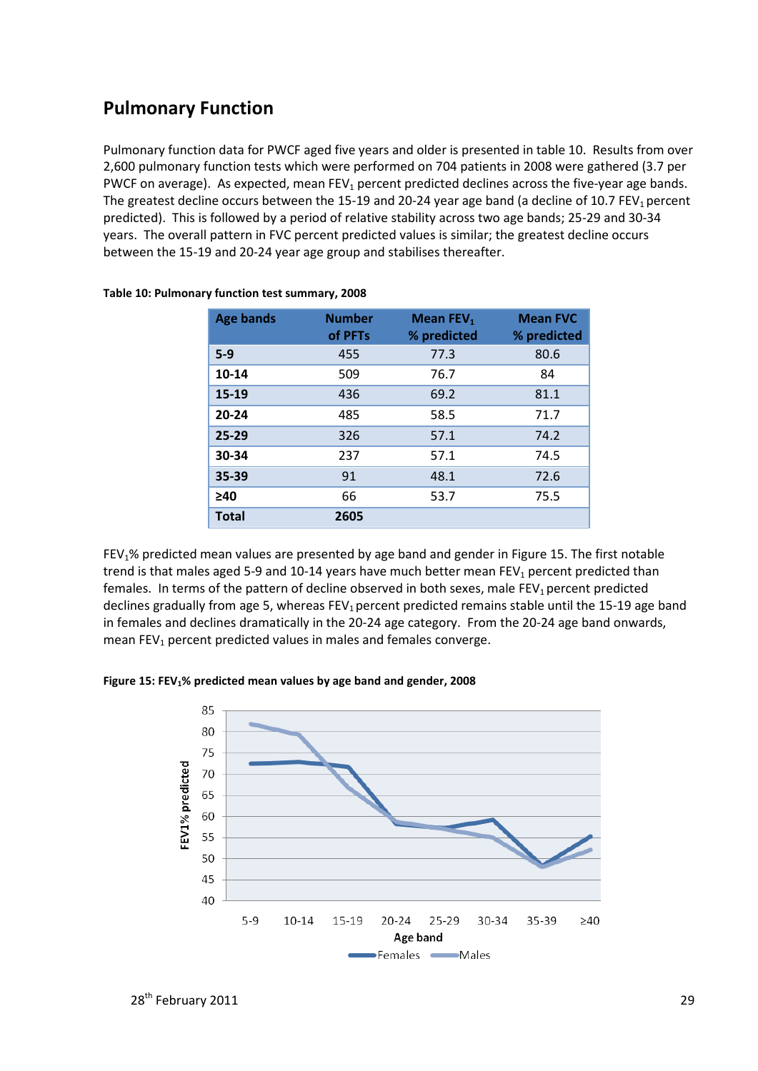## Pulmonary Function

Pulmonary function data for PWCF aged five years and older is presented in table 10. Results from over 2,600 pulmonary function tests which were performed on 704 patients in 2008 were gathered (3.7 per PWCF on average). As expected, mean $FEV_1$ percent predicted declines across the five-year age bands. The greatest decline occurs between the 15-19 and 20-24 year age band (a decline of 10.7 $FEV_1$ percent predicted). This is followed by a period of relative stability across two age bands; 25-29 and 30-34 years. The overall pattern in FVC percent predicted values is similar; the greatest decline occurs between the 15-19 and 20-24 year age group and stabilises thereafter.

**Table 10: Pulmonary function test summary, 2008**

| Age bands | Number of PFTs | Mean $FEV_1$ % predicted | Mean FVC % predicted |
|---|---|---|---|
| **5-9** | 455 | 77.3 | 80.6 |
| **10-14** | 509 | 76.7 | 84 |
| **15-19** | 436 | 69.2 | 81.1 |
| **20-24** | 485 | 58.5 | 71.7 |
| **25-29** | 326 | 57.1 | 74.2 |
| **30-34** | 237 | 57.1 | 74.5 |
| **35-39** | 91 | 48.1 | 72.6 |
| **≥40** | 66 | 53.7 | 75.5 |
| **Total** | **2605** | | |

$FEV_1$% predicted mean values are presented by age band and gender in Figure 15. The first notable trend is that males aged 5-9 and 10-14 years have much better mean $FEV_1$ percent predicted than females. In terms of the pattern of decline observed in both sexes, male $FEV_1$ percent predicted declines gradually from age 5, whereas $FEV_1$ percent predicted remains stable until the 15-19 age band in females and declines dramatically in the 20-24 age category. From the 20-24 age band onwards, mean $FEV_1$ percent predicted values in males and females converge.

**Figure 15: $FEV_1$% predicted mean values by age band and gender, 2008**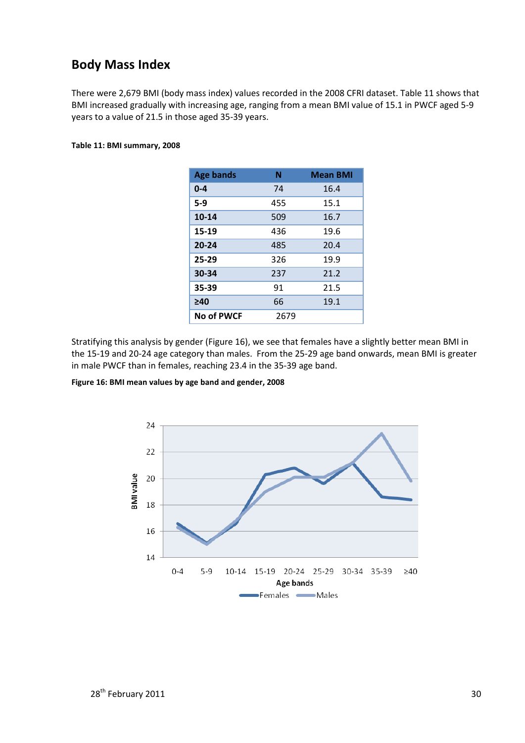## Body Mass Index

There were 2,679 BMI (body mass index) values recorded in the 2008 CFRI dataset. Table 11 shows that BMI increased gradually with increasing age, ranging from a mean BMI value of 15.1 in PWCF aged 5-9 years to a value of 21.5 in those aged 35-39 years.

**Table 11: BMI summary, 2008**

| Age bands | N | Mean BMI |
|---|---|---|
| **0-4** | 74 | 16.4 |
| **5-9** | 455 | 15.1 |
| **10-14** | 509 | 16.7 |
| **15-19** | 436 | 19.6 |
| **20-24** | 485 | 20.4 |
| **25-29** | 326 | 19.9 |
| **30-34** | 237 | 21.2 |
| **35-39** | 91 | 21.5 |
| **≥40** | 66 | 19.1 |
| **No of PWCF** | 2679 | |

Stratifying this analysis by gender (Figure 16), we see that females have a slightly better mean BMI in the 15-19 and 20-24 age category than males. From the 25-29 age band onwards, mean BMI is greater in male PWCF than in females, reaching 23.4 in the 35-39 age band.

**Figure 16: BMI mean values by age band and gender, 2008**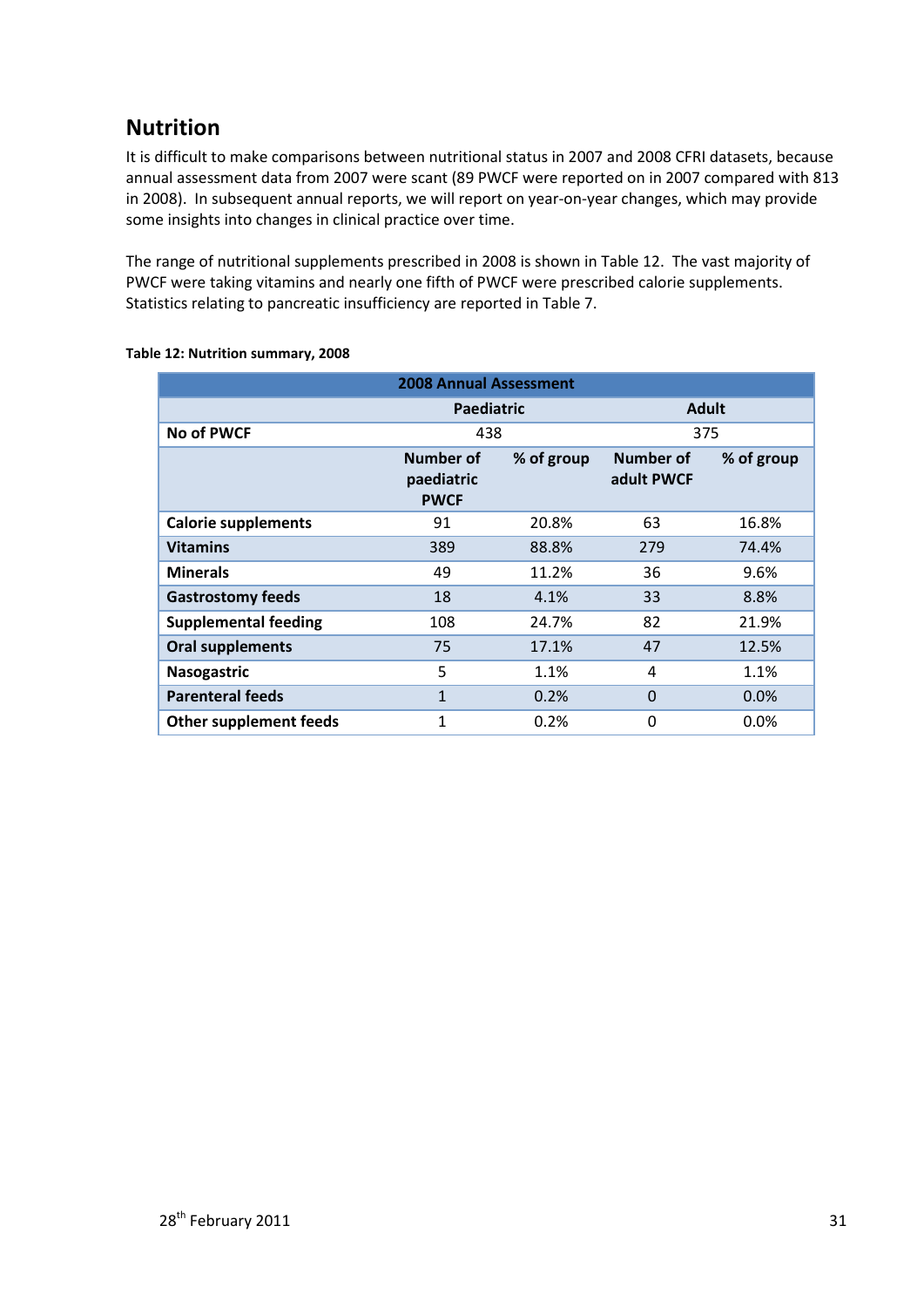## Nutrition

It is difficult to make comparisons between nutritional status in 2007 and 2008 CFRI datasets, because annual assessment data from 2007 were scant (89 PWCF were reported on in 2007 compared with 813 in 2008). In subsequent annual reports, we will report on year-on-year changes, which may provide some insights into changes in clinical practice over time.

The range of nutritional supplements prescribed in 2008 is shown in Table 12. The vast majority of PWCF were taking vitamins and nearly one fifth of PWCF were prescribed calorie supplements. Statistics relating to pancreatic insufficiency are reported in Table 7.

**Table 12: Nutrition summary, 2008**

| 2008 Annual Assessment | | | | |
|---|---|---|---|---|
| | Paediatric | | Adult | |
| **No of PWCF** | 438 | | 375 | |
| | **Number of paediatric PWCF** | **% of group** | **Number of adult PWCF** | **% of group** |
| **Calorie supplements** | 91 | 20.8% | 63 | 16.8% |
| **Vitamins** | 389 | 88.8% | 279 | 74.4% |
| **Minerals** | 49 | 11.2% | 36 | 9.6% |
| **Gastrostomy feeds** | 18 | 4.1% | 33 | 8.8% |
| **Supplemental feeding** | 108 | 24.7% | 82 | 21.9% |
| **Oral supplements** | 75 | 17.1% | 47 | 12.5% |
| **Nasogastric** | 5 | 1.1% | 4 | 1.1% |
| **Parenteral feeds** | 1 | 0.2% | 0 | 0.0% |
| **Other supplement feeds** | 1 | 0.2% | 0 | 0.0% |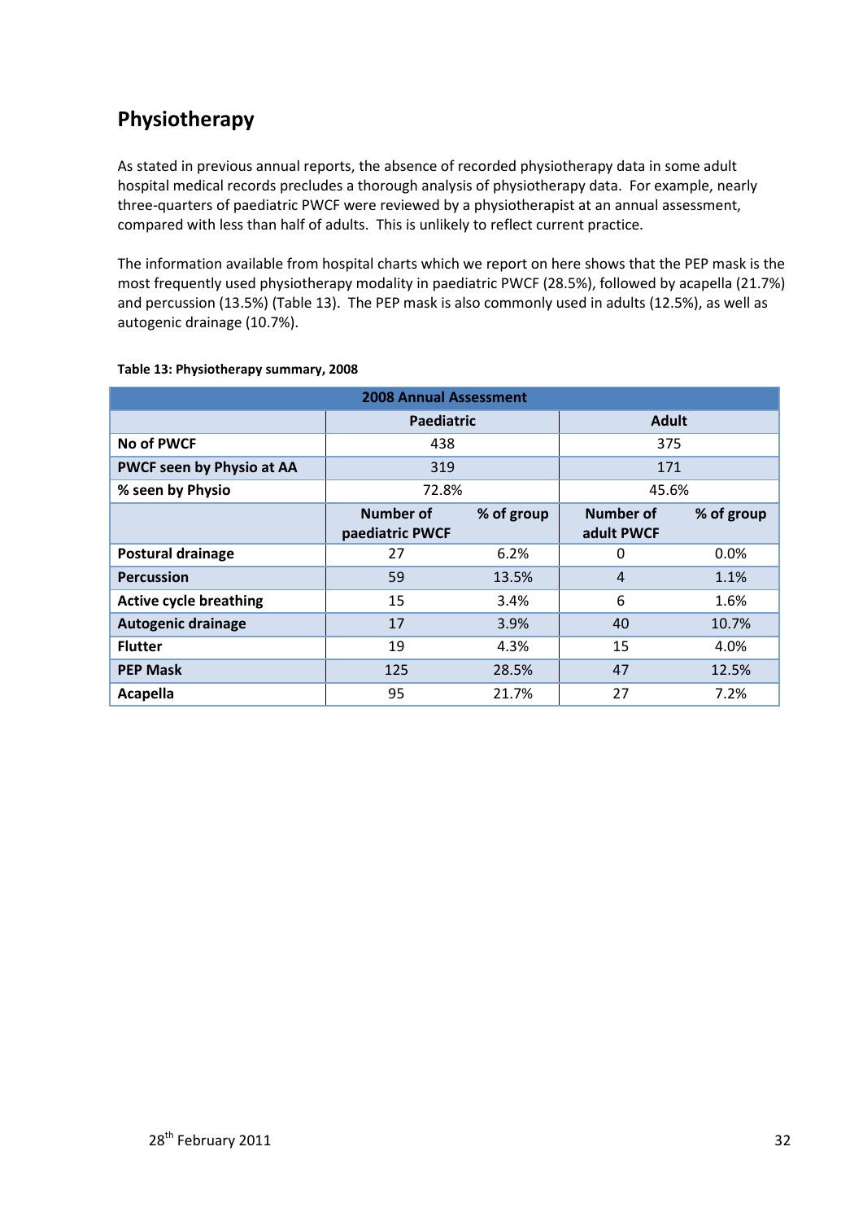## Physiotherapy

As stated in previous annual reports, the absence of recorded physiotherapy data in some adult hospital medical records precludes a thorough analysis of physiotherapy data. For example, nearly three-quarters of paediatric PWCF were reviewed by a physiotherapist at an annual assessment, compared with less than half of adults. This is unlikely to reflect current practice.

The information available from hospital charts which we report on here shows that the PEP mask is the most frequently used physiotherapy modality in paediatric PWCF (28.5%), followed by acapella (21.7%) and percussion (13.5%) (Table 13). The PEP mask is also commonly used in adults (12.5%), as well as autogenic drainage (10.7%).

**Table 13: Physiotherapy summary, 2008**

| 2008 Annual Assessment | | | | |
|---|---|---|---|---|
| | Paediatric | | Adult | |
| **No of PWCF** | 438 | | 375 | |
| **PWCF seen by Physio at AA** | 319 | | 171 | |
| **% seen by Physio** | 72.8% | | 45.6% | |
| | **Number of paediatric PWCF** | **% of group** | **Number of adult PWCF** | **% of group** |
| **Postural drainage** | 27 | 6.2% | 0 | 0.0% |
| **Percussion** | 59 | 13.5% | 4 | 1.1% |
| **Active cycle breathing** | 15 | 3.4% | 6 | 1.6% |
| **Autogenic drainage** | 17 | 3.9% | 40 | 10.7% |
| **Flutter** | 19 | 4.3% | 15 | 4.0% |
| **PEP Mask** | 125 | 28.5% | 47 | 12.5% |
| **Acapella** | 95 | 21.7% | 27 | 7.2% |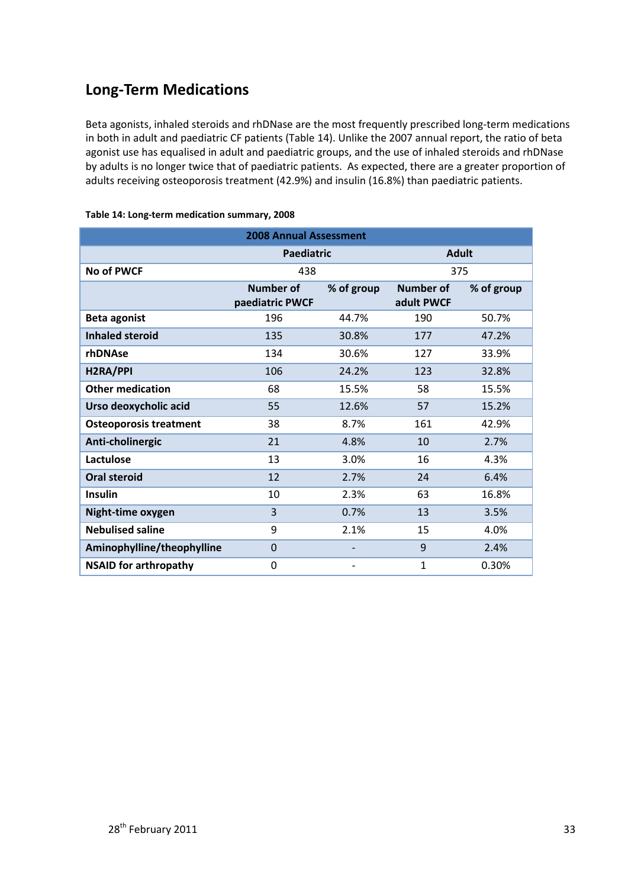## Long-Term Medications

Beta agonists, inhaled steroids and rhDNase are the most frequently prescribed long-term medications in both in adult and paediatric CF patients (Table 14). Unlike the 2007 annual report, the ratio of beta agonist use has equalised in adult and paediatric groups, and the use of inhaled steroids and rhDNase by adults is no longer twice that of paediatric patients. As expected, there are a greater proportion of adults receiving osteoporosis treatment (42.9%) and insulin (16.8%) than paediatric patients.

**Table 14: Long-term medication summary, 2008**

| 2008 Annual Assessment | | | | |
|---|---|---|---|---|
| | Paediatric | | Adult | |
| **No of PWCF** | 438 | | 375 | |
| | **Number of paediatric PWCF** | **% of group** | **Number of adult PWCF** | **% of group** |
| **Beta agonist** | 196 | 44.7% | 190 | 50.7% |
| **Inhaled steroid** | 135 | 30.8% | 177 | 47.2% |
| **rhDNAse** | 134 | 30.6% | 127 | 33.9% |
| **H2RA/PPI** | 106 | 24.2% | 123 | 32.8% |
| **Other medication** | 68 | 15.5% | 58 | 15.5% |
| **Urso deoxycholic acid** | 55 | 12.6% | 57 | 15.2% |
| **Osteoporosis treatment** | 38 | 8.7% | 161 | 42.9% |
| **Anti-cholinergic** | 21 | 4.8% | 10 | 2.7% |
| **Lactulose** | 13 | 3.0% | 16 | 4.3% |
| **Oral steroid** | 12 | 2.7% | 24 | 6.4% |
| **Insulin** | 10 | 2.3% | 63 | 16.8% |
| **Night-time oxygen** | 3 | 0.7% | 13 | 3.5% |
| **Nebulised saline** | 9 | 2.1% | 15 | 4.0% |
| **Aminophylline/theophylline** | 0 | - | 9 | 2.4% |
| **NSAID for arthropathy** | 0 | - | 1 | 0.30% |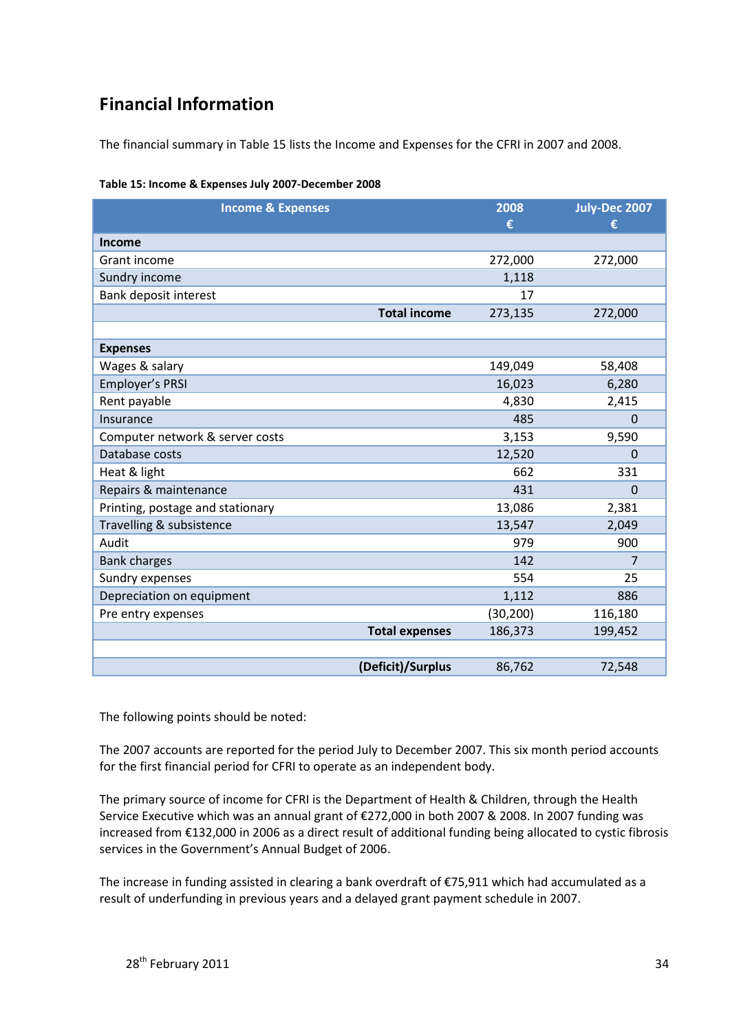## Financial Information

The financial summary in Table 15 lists the Income and Expenses for the CFRI in 2007 and 2008.

**Table 15: Income & Expenses July 2007-December 2008**

| Income & Expenses | 2008 € | July-Dec 2007 € |
|---|---|---|
| **Income** | | |
| Grant income | 272,000 | 272,000 |
| Sundry income | 1,118 | |
| Bank deposit interest | 17 | |
| **Total income** | 273,135 | 272,000 |
| | | |
| **Expenses** | | |
| Wages & salary | 149,049 | 58,408 |
| Employer's PRSI | 16,023 | 6,280 |
| Rent payable | 4,830 | 2,415 |
| Insurance | 485 | 0 |
| Computer network & server costs | 3,153 | 9,590 |
| Database costs | 12,520 | 0 |
| Heat & light | 662 | 331 |
| Repairs & maintenance | 431 | 0 |
| Printing, postage and stationary | 13,086 | 2,381 |
| Travelling & subsistence | 13,547 | 2,049 |
| Audit | 979 | 900 |
| Bank charges | 142 | 7 |
| Sundry expenses | 554 | 25 |
| Depreciation on equipment | 1,112 | 886 |
| Pre entry expenses | (30,200) | 116,180 |
| **Total expenses** | 186,373 | 199,452 |
| | | |
| **(Deficit)/Surplus** | 86,762 | 72,548 |

The following points should be noted:

The 2007 accounts are reported for the period July to December 2007. This six month period accounts for the first financial period for CFRI to operate as an independent body.

The primary source of income for CFRI is the Department of Health & Children, through the Health Service Executive which was an annual grant of €272,000 in both 2007 & 2008. In 2007 funding was increased from €132,000 in 2006 as a direct result of additional funding being allocated to cystic fibrosis services in the Government's Annual Budget of 2006.

The increase in funding assisted in clearing a bank overdraft of €75,911 which had accumulated as a result of underfunding in previous years and a delayed grant payment schedule in 2007.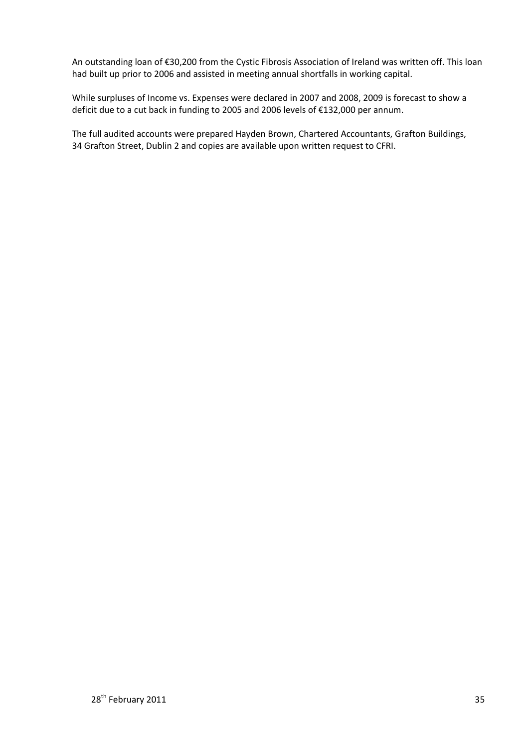An outstanding loan of €30,200 from the Cystic Fibrosis Association of Ireland was written off. This loan had built up prior to 2006 and assisted in meeting annual shortfalls in working capital.

While surpluses of Income vs. Expenses were declared in 2007 and 2008, 2009 is forecast to show a deficit due to a cut back in funding to 2005 and 2006 levels of €132,000 per annum.

The full audited accounts were prepared Hayden Brown, Chartered Accountants, Grafton Buildings, 34 Grafton Street, Dublin 2 and copies are available upon written request to CFRI.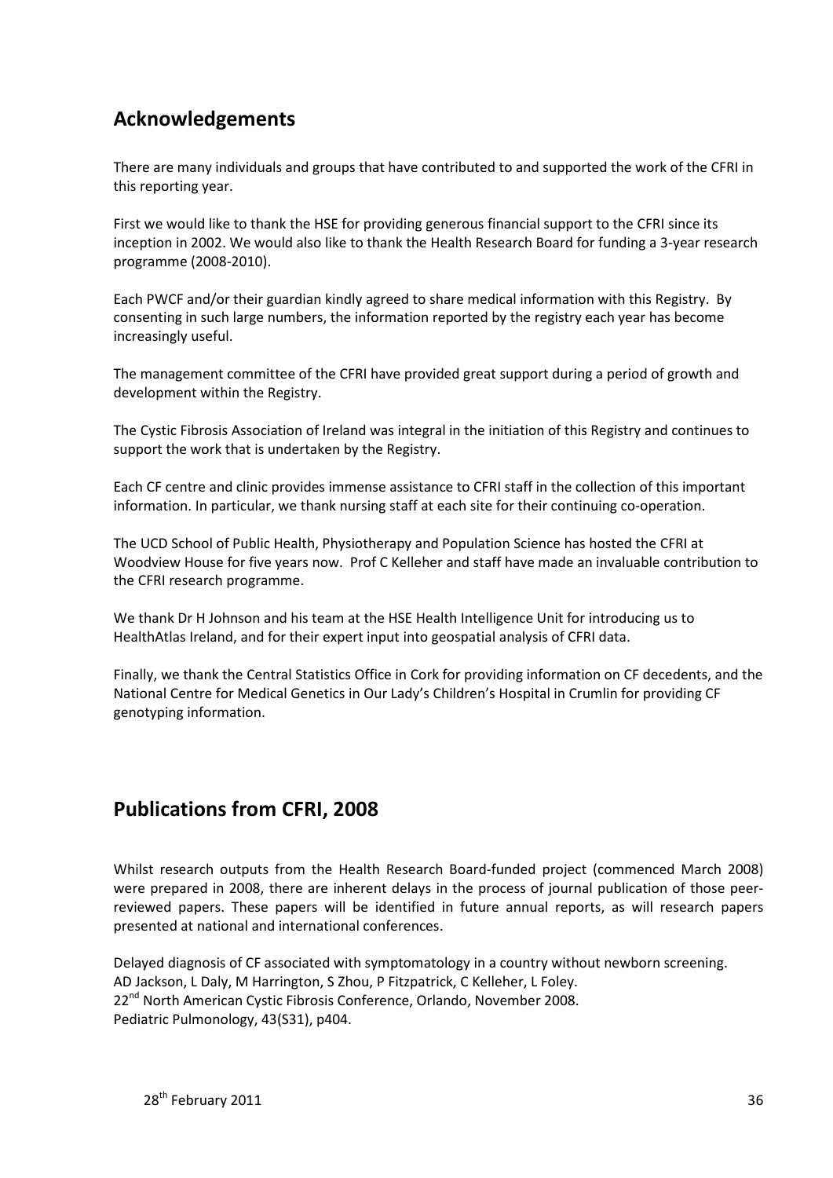## Acknowledgements

There are many individuals and groups that have contributed to and supported the work of the CFRI in this reporting year.

First we would like to thank the HSE for providing generous financial support to the CFRI since its inception in 2002. We would also like to thank the Health Research Board for funding a 3-year research programme (2008-2010).

Each PWCF and/or their guardian kindly agreed to share medical information with this Registry. By consenting in such large numbers, the information reported by the registry each year has become increasingly useful.

The management committee of the CFRI have provided great support during a period of growth and development within the Registry.

The Cystic Fibrosis Association of Ireland was integral in the initiation of this Registry and continues to support the work that is undertaken by the Registry.

Each CF centre and clinic provides immense assistance to CFRI staff in the collection of this important information. In particular, we thank nursing staff at each site for their continuing co-operation.

The UCD School of Public Health, Physiotherapy and Population Science has hosted the CFRI at Woodview House for five years now. Prof C Kelleher and staff have made an invaluable contribution to the CFRI research programme.

We thank Dr H Johnson and his team at the HSE Health Intelligence Unit for introducing us to HealthAtlas Ireland, and for their expert input into geospatial analysis of CFRI data.

Finally, we thank the Central Statistics Office in Cork for providing information on CF decedents, and the National Centre for Medical Genetics in Our Lady's Children's Hospital in Crumlin for providing CF genotyping information.

## Publications from CFRI, 2008

Whilst research outputs from the Health Research Board-funded project (commenced March 2008) were prepared in 2008, there are inherent delays in the process of journal publication of those peer-reviewed papers. These papers will be identified in future annual reports, as will research papers presented at national and international conferences.

Delayed diagnosis of CF associated with symptomatology in a country without newborn screening.
AD Jackson, L Daly, M Harrington, S Zhou, P Fitzpatrick, C Kelleher, L Foley.
22nd North American Cystic Fibrosis Conference, Orlando, November 2008.
Pediatric Pulmonology, 43(S31), p404.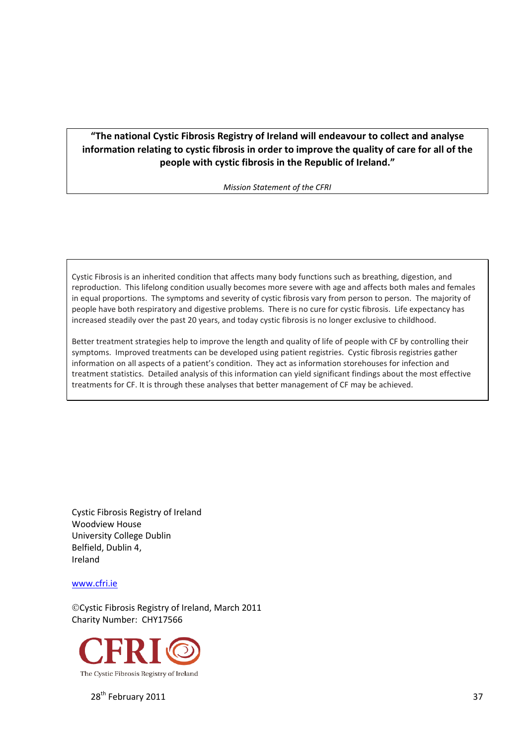**"The national Cystic Fibrosis Registry of Ireland will endeavour to collect and analyse information relating to cystic fibrosis in order to improve the quality of care for all of the people with cystic fibrosis in the Republic of Ireland."**

*Mission Statement of the CFRI*

Cystic Fibrosis is an inherited condition that affects many body functions such as breathing, digestion, and reproduction. This lifelong condition usually becomes more severe with age and affects both males and females in equal proportions. The symptoms and severity of cystic fibrosis vary from person to person. The majority of people have both respiratory and digestive problems. There is no cure for cystic fibrosis. Life expectancy has increased steadily over the past 20 years, and today cystic fibrosis is no longer exclusive to childhood.

Better treatment strategies help to improve the length and quality of life of people with CF by controlling their symptoms. Improved treatments can be developed using patient registries. Cystic fibrosis registries gather information on all aspects of a patient's condition. They act as information storehouses for infection and treatment statistics. Detailed analysis of this information can yield significant findings about the most effective treatments for CF. It is through these analyses that better management of CF may be achieved.

Cystic Fibrosis Registry of Ireland
Woodview House
University College Dublin
Belfield, Dublin 4,
Ireland

www.cfri.ie

©Cystic Fibrosis Registry of Ireland, March 2011
Charity Number: CHY17566

CFRI
The Cystic Fibrosis Registry of Ireland

28th February 2011